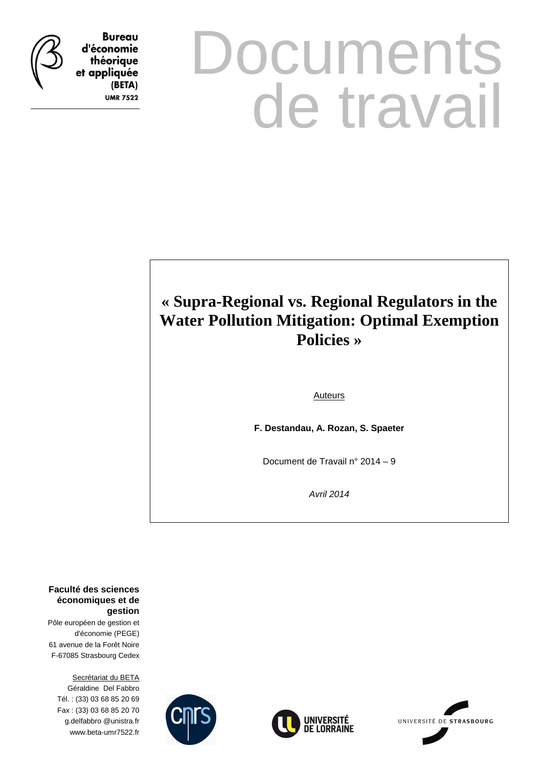Bureau d'économie théorique et appliquée (BETA)
UMR 7522

# Documents de travail

## « Supra-Regional vs. Regional Regulators in the Water Pollution Mitigation: Optimal Exemption Policies »

Auteurs

**F. Destandau, A. Rozan, S. Spaeter**

Document de Travail n° 2014 – 9

*Avril 2014*

**Faculté des sciences économiques et de gestion**

Pôle européen de gestion et d'économie (PEGE)
61 avenue de la Forêt Noire
F-67085 Strasbourg Cedex

Secrétariat du BETA
Géraldine Del Fabbro
Tél. : (33) 03 68 85 20 69
Fax : (33) 03 68 85 20 70
g.delfabbro @unistra.fr
www.beta-umr7522.fr

CNRS

UNIVERSITÉ DE LORRAINE

UNIVERSITÉ DE STRASBOURG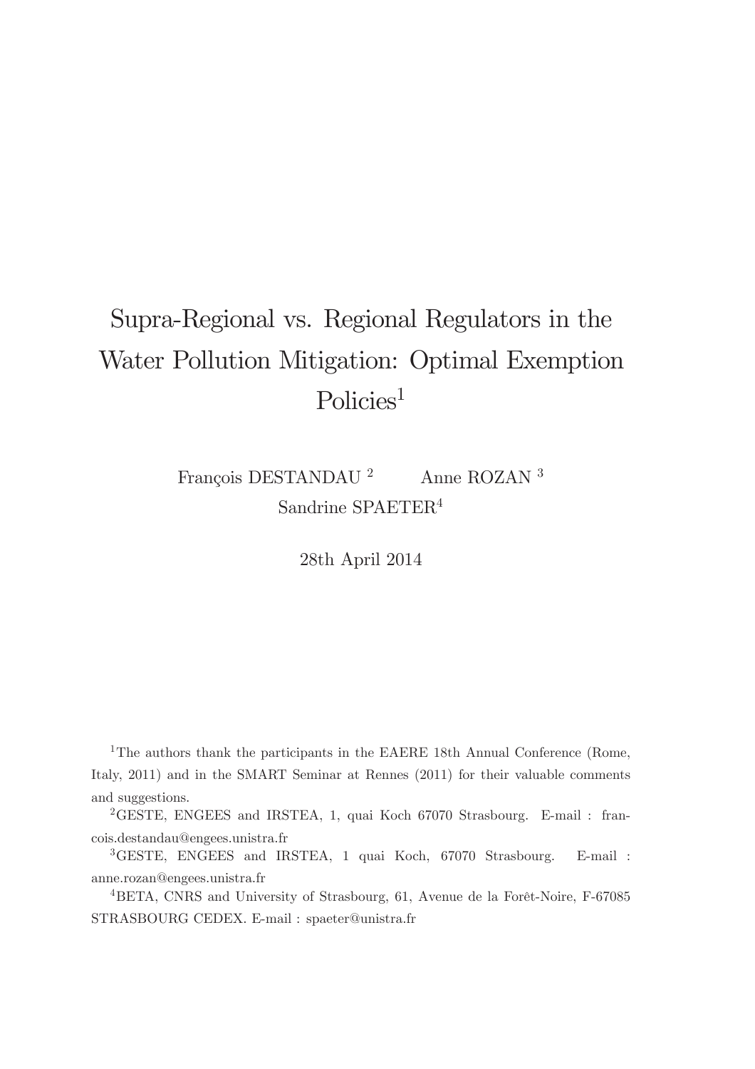# Supra-Regional vs. Regional Regulators in the Water Pollution Mitigation: Optimal Exemption Policies[1]

François DESTANDAU [2] Anne ROZAN [3]
Sandrine SPAETER[4]

28th April 2014

[1]The authors thank the participants in the EAERE 18th Annual Conference (Rome, Italy, 2011) and in the SMART Seminar at Rennes (2011) for their valuable comments and suggestions.

[2]GESTE, ENGEES and IRSTEA, 1, quai Koch 67070 Strasbourg. E-mail : francois.destandau@engees.unistra.fr

[3]GESTE, ENGEES and IRSTEA, 1 quai Koch, 67070 Strasbourg. E-mail : anne.rozan@engees.unistra.fr

[4]BETA, CNRS and University of Strasbourg, 61, Avenue de la Forêt-Noire, F-67085 STRASBOURG CEDEX. E-mail : spaeter@unistra.fr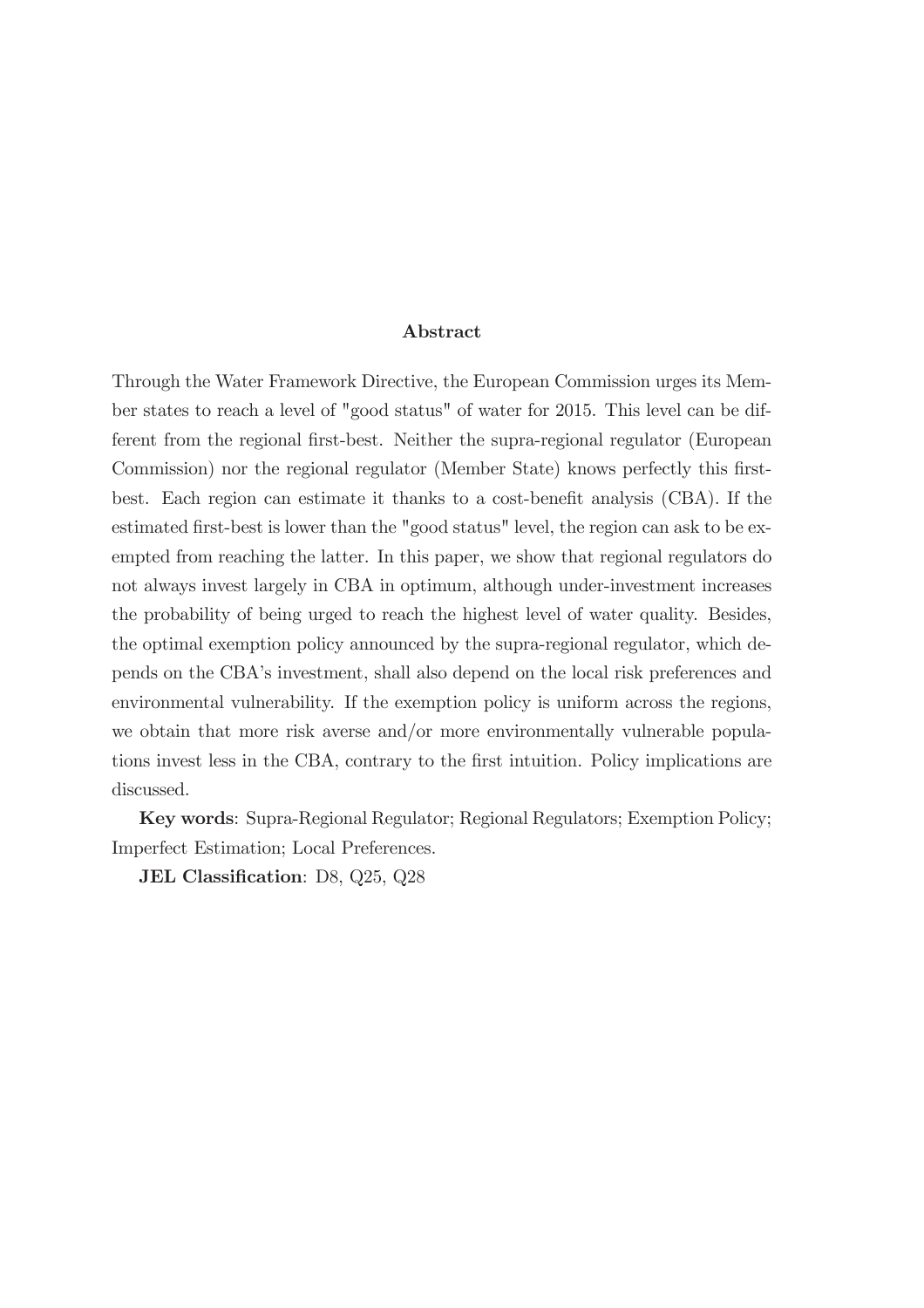## Abstract

Through the Water Framework Directive, the European Commission urges its Member states to reach a level of "good status" of water for 2015. This level can be different from the regional first-best. Neither the supra-regional regulator (European Commission) nor the regional regulator (Member State) knows perfectly this first-best. Each region can estimate it thanks to a cost-benefit analysis (CBA). If the estimated first-best is lower than the "good status" level, the region can ask to be exempted from reaching the latter. In this paper, we show that regional regulators do not always invest largely in CBA in optimum, although under-investment increases the probability of being urged to reach the highest level of water quality. Besides, the optimal exemption policy announced by the supra-regional regulator, which depends on the CBA's investment, shall also depend on the local risk preferences and environmental vulnerability. If the exemption policy is uniform across the regions, we obtain that more risk averse and/or more environmentally vulnerable populations invest less in the CBA, contrary to the first intuition. Policy implications are discussed.

**Key words**: Supra-Regional Regulator; Regional Regulators; Exemption Policy; Imperfect Estimation; Local Preferences.

**JEL Classification**: D8, Q25, Q28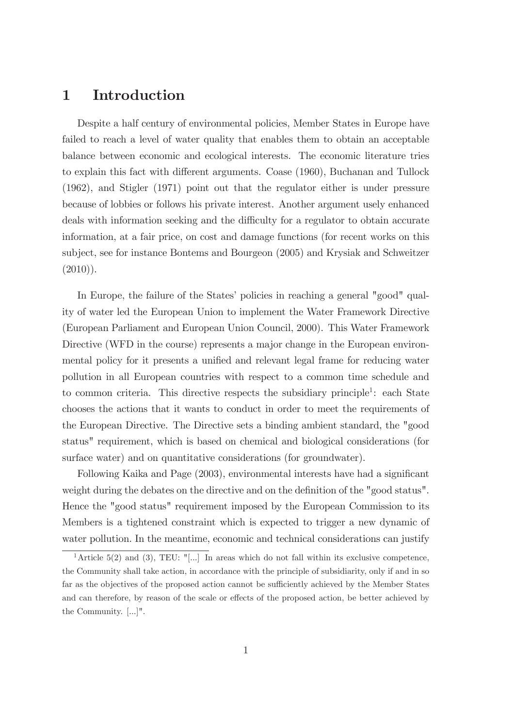# 1 Introduction

Despite a half century of environmental policies, Member States in Europe have failed to reach a level of water quality that enables them to obtain an acceptable balance between economic and ecological interests. The economic literature tries to explain this fact with different arguments. Coase (1960), Buchanan and Tullock (1962), and Stigler (1971) point out that the regulator either is under pressure because of lobbies or follows his private interest. Another argument usely enhanced deals with information seeking and the difficulty for a regulator to obtain accurate information, at a fair price, on cost and damage functions (for recent works on this subject, see for instance Bontems and Bourgeon (2005) and Krysiak and Schweitzer (2010)).

In Europe, the failure of the States' policies in reaching a general "good" quality of water led the European Union to implement the Water Framework Directive (European Parliament and European Union Council, 2000). This Water Framework Directive (WFD in the course) represents a major change in the European environmental policy for it presents a unified and relevant legal frame for reducing water pollution in all European countries with respect to a common time schedule and to common criteria. This directive respects the subsidiary principle[1]: each State chooses the actions that it wants to conduct in order to meet the requirements of the European Directive. The Directive sets a binding ambient standard, the "good status" requirement, which is based on chemical and biological considerations (for surface water) and on quantitative considerations (for groundwater).

Following Kaika and Page (2003), environmental interests have had a significant weight during the debates on the directive and on the definition of the "good status". Hence the "good status" requirement imposed by the European Commission to its Members is a tightened constraint which is expected to trigger a new dynamic of water pollution. In the meantime, economic and technical considerations can justify

[1] Article 5(2) and (3), TEU: "[...] In areas which do not fall within its exclusive competence, the Community shall take action, in accordance with the principle of subsidiarity, only if and in so far as the objectives of the proposed action cannot be sufficiently achieved by the Member States and can therefore, by reason of the scale or effects of the proposed action, be better achieved by the Community. [...]".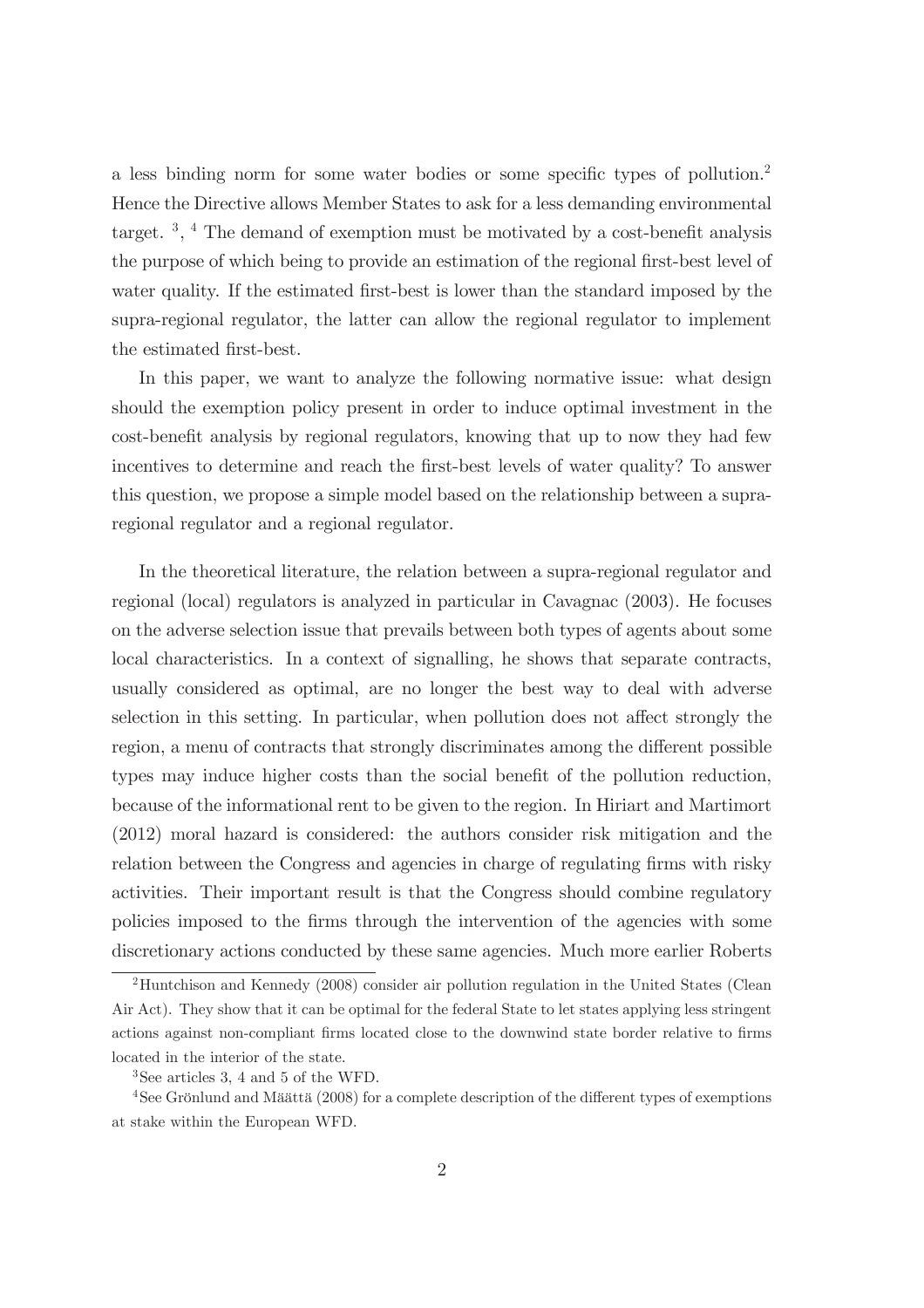a less binding norm for some water bodies or some specific types of pollution.[2] Hence the Directive allows Member States to ask for a less demanding environmental target. [3], [4] The demand of exemption must be motivated by a cost-benefit analysis the purpose of which being to provide an estimation of the regional first-best level of water quality. If the estimated first-best is lower than the standard imposed by the supra-regional regulator, the latter can allow the regional regulator to implement the estimated first-best.

In this paper, we want to analyze the following normative issue: what design should the exemption policy present in order to induce optimal investment in the cost-benefit analysis by regional regulators, knowing that up to now they had few incentives to determine and reach the first-best levels of water quality? To answer this question, we propose a simple model based on the relationship between a supra-regional regulator and a regional regulator.

In the theoretical literature, the relation between a supra-regional regulator and regional (local) regulators is analyzed in particular in Cavagnac (2003). He focuses on the adverse selection issue that prevails between both types of agents about some local characteristics. In a context of signalling, he shows that separate contracts, usually considered as optimal, are no longer the best way to deal with adverse selection in this setting. In particular, when pollution does not affect strongly the region, a menu of contracts that strongly discriminates among the different possible types may induce higher costs than the social benefit of the pollution reduction, because of the informational rent to be given to the region. In Hiriart and Martimort (2012) moral hazard is considered: the authors consider risk mitigation and the relation between the Congress and agencies in charge of regulating firms with risky activities. Their important result is that the Congress should combine regulatory policies imposed to the firms through the intervention of the agencies with some discretionary actions conducted by these same agencies. Much more earlier Roberts

[2] Huntchison and Kennedy (2008) consider air pollution regulation in the United States (Clean Air Act). They show that it can be optimal for the federal State to let states applying less stringent actions against non-compliant firms located close to the downwind state border relative to firms located in the interior of the state.

[3] See articles 3, 4 and 5 of the WFD.

[4] See Grönlund and Määttä (2008) for a complete description of the different types of exemptions at stake within the European WFD.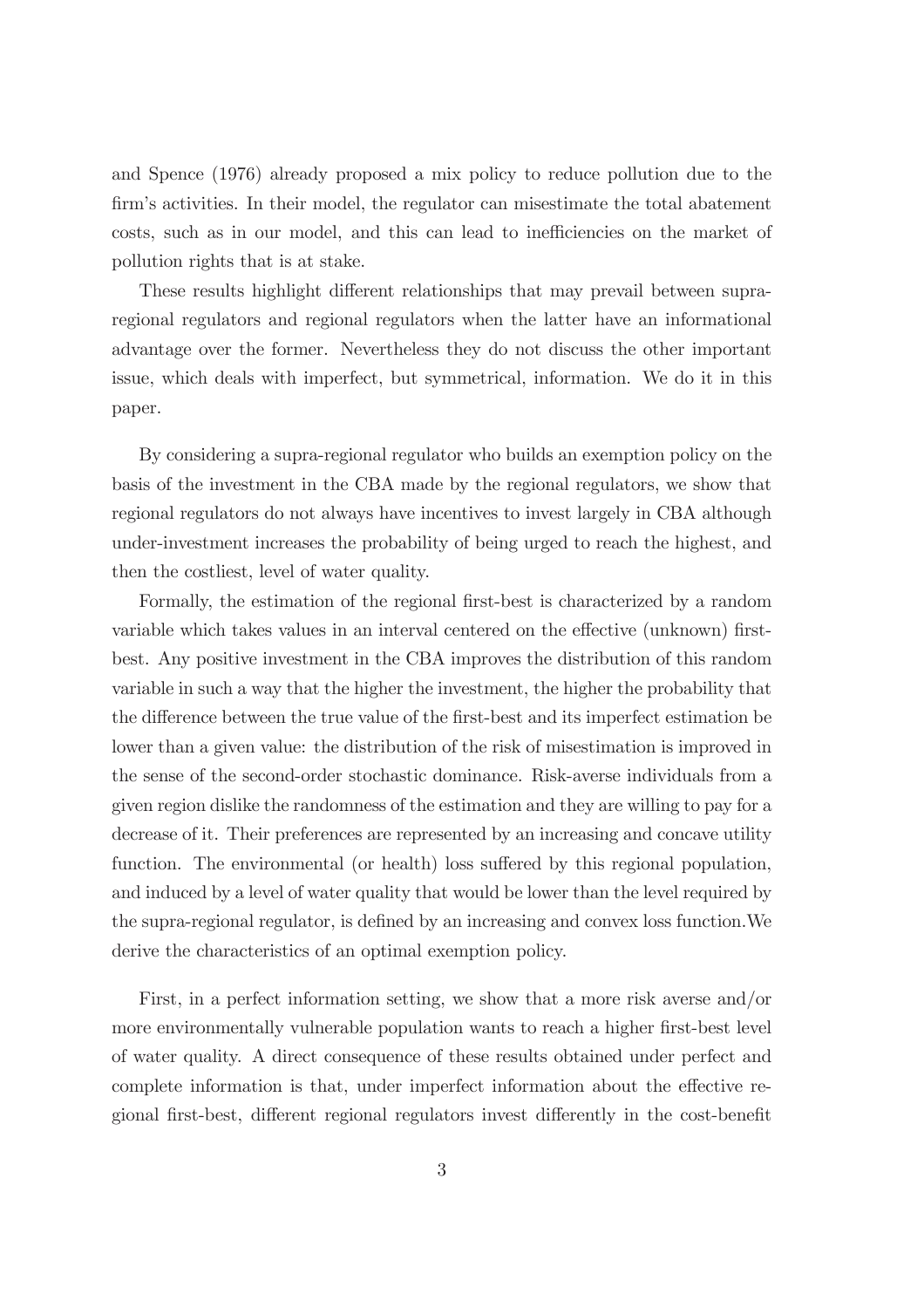and Spence (1976) already proposed a mix policy to reduce pollution due to the firm's activities. In their model, the regulator can misestimate the total abatement costs, such as in our model, and this can lead to inefficiencies on the market of pollution rights that is at stake.

These results highlight different relationships that may prevail between supra-regional regulators and regional regulators when the latter have an informational advantage over the former. Nevertheless they do not discuss the other important issue, which deals with imperfect, but symmetrical, information. We do it in this paper.

By considering a supra-regional regulator who builds an exemption policy on the basis of the investment in the CBA made by the regional regulators, we show that regional regulators do not always have incentives to invest largely in CBA although under-investment increases the probability of being urged to reach the highest, and then the costliest, level of water quality.

Formally, the estimation of the regional first-best is characterized by a random variable which takes values in an interval centered on the effective (unknown) first-best. Any positive investment in the CBA improves the distribution of this random variable in such a way that the higher the investment, the higher the probability that the difference between the true value of the first-best and its imperfect estimation be lower than a given value: the distribution of the risk of misestimation is improved in the sense of the second-order stochastic dominance. Risk-averse individuals from a given region dislike the randomness of the estimation and they are willing to pay for a decrease of it. Their preferences are represented by an increasing and concave utility function. The environmental (or health) loss suffered by this regional population, and induced by a level of water quality that would be lower than the level required by the supra-regional regulator, is defined by an increasing and convex loss function.We derive the characteristics of an optimal exemption policy.

First, in a perfect information setting, we show that a more risk averse and/or more environmentally vulnerable population wants to reach a higher first-best level of water quality. A direct consequence of these results obtained under perfect and complete information is that, under imperfect information about the effective regional first-best, different regional regulators invest differently in the cost-benefit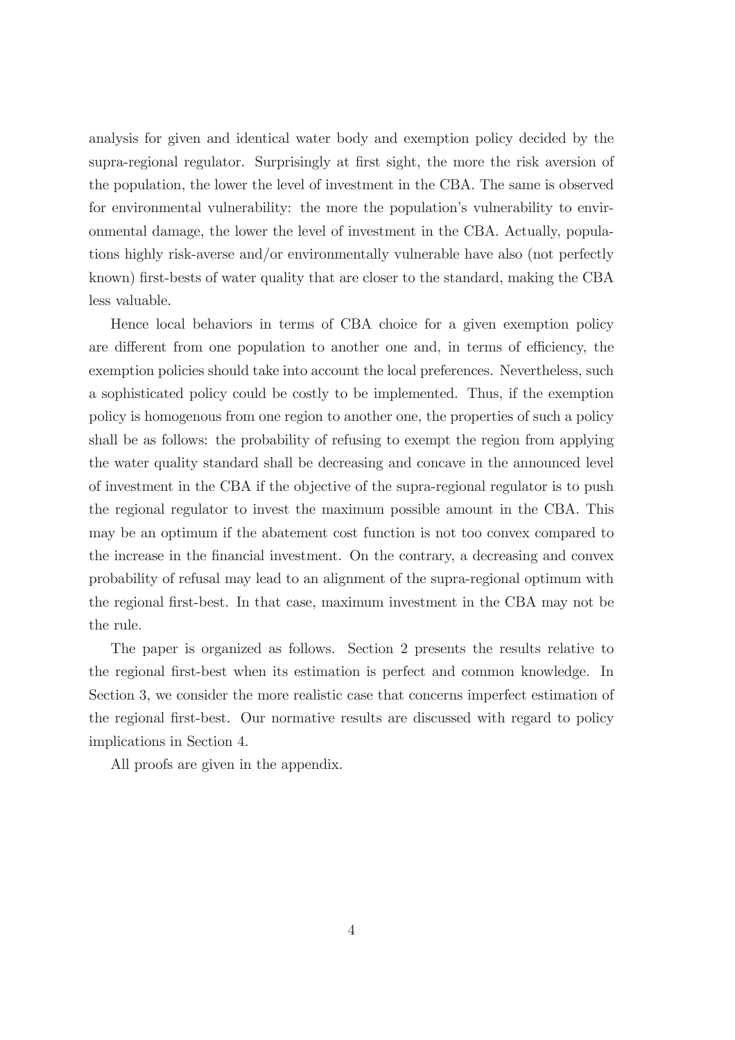analysis for given and identical water body and exemption policy decided by the supra-regional regulator. Surprisingly at first sight, the more the risk aversion of the population, the lower the level of investment in the CBA. The same is observed for environmental vulnerability: the more the population's vulnerability to environmental damage, the lower the level of investment in the CBA. Actually, populations highly risk-averse and/or environmentally vulnerable have also (not perfectly known) first-bests of water quality that are closer to the standard, making the CBA less valuable.

Hence local behaviors in terms of CBA choice for a given exemption policy are different from one population to another one and, in terms of efficiency, the exemption policies should take into account the local preferences. Nevertheless, such a sophisticated policy could be costly to be implemented. Thus, if the exemption policy is homogenous from one region to another one, the properties of such a policy shall be as follows: the probability of refusing to exempt the region from applying the water quality standard shall be decreasing and concave in the announced level of investment in the CBA if the objective of the supra-regional regulator is to push the regional regulator to invest the maximum possible amount in the CBA. This may be an optimum if the abatement cost function is not too convex compared to the increase in the financial investment. On the contrary, a decreasing and convex probability of refusal may lead to an alignment of the supra-regional optimum with the regional first-best. In that case, maximum investment in the CBA may not be the rule.

The paper is organized as follows. Section 2 presents the results relative to the regional first-best when its estimation is perfect and common knowledge. In Section 3, we consider the more realistic case that concerns imperfect estimation of the regional first-best. Our normative results are discussed with regard to policy implications in Section 4.

All proofs are given in the appendix.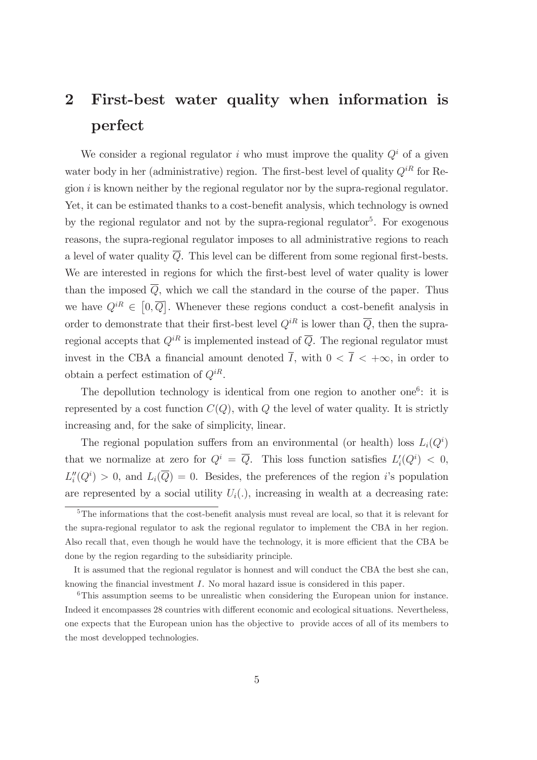# 2 First-best water quality when information is perfect

We consider a regional regulator $i$ who must improve the quality $Q^i$ of a given water body in her (administrative) region. The first-best level of quality $Q^{iR}$ for Region $i$ is known neither by the regional regulator nor by the supra-regional regulator. Yet, it can be estimated thanks to a cost-benefit analysis, which technology is owned by the regional regulator and not by the supra-regional regulator[5]. For exogenous reasons, the supra-regional regulator imposes to all administrative regions to reach a level of water quality $\overline{Q}$. This level can be different from some regional first-bests. We are interested in regions for which the first-best level of water quality is lower than the imposed $\overline{Q}$, which we call the standard in the course of the paper. Thus we have $Q^{iR} \in \left[0, \overline{Q}\right]$. Whenever these regions conduct a cost-benefit analysis in order to demonstrate that their first-best level $Q^{iR}$ is lower than $\overline{Q}$, then the supra-regional accepts that $Q^{iR}$ is implemented instead of $\overline{Q}$. The regional regulator must invest in the CBA a financial amount denoted $\overline{I}$, with $0 < \overline{I} < +\infty$, in order to obtain a perfect estimation of $Q^{iR}$.

The depollution technology is identical from one region to another one[6]: it is represented by a cost function $C(Q)$, with $Q$ the level of water quality. It is strictly increasing and, for the sake of simplicity, linear.

The regional population suffers from an environmental (or health) loss $L_i(Q^i)$ that we normalize at zero for $Q^i = \overline{Q}$. This loss function satisfies $L_i'(Q^i) < 0$, $L_i''(Q^i) > 0$, and $L_i(\overline{Q}) = 0$. Besides, the preferences of the region $i$'s population are represented by a social utility $U_i(.)$, increasing in wealth at a decreasing rate:

---

[5] The informations that the cost-benefit analysis must reveal are local, so that it is relevant for the supra-regional regulator to ask the regional regulator to implement the CBA in her region. Also recall that, even though he would have the technology, it is more efficient that the CBA be done by the region regarding to the subsidiarity principle.

It is assumed that the regional regulator is honnest and will conduct the CBA the best she can, knowing the financial investment $I$. No moral hazard issue is considered in this paper.

[6] This assumption seems to be unrealistic when considering the European union for instance. Indeed it encompasses 28 countries with different economic and ecological situations. Nevertheless, one expects that the European union has the objective to provide acces of all of its members to the most developped technologies.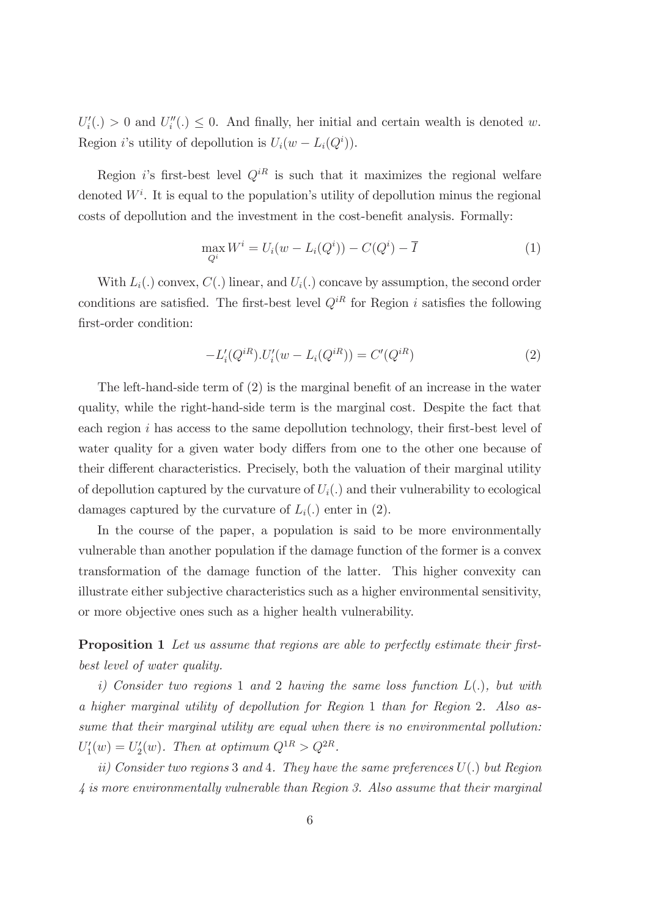$U_i'(.) > 0$ and $U_i''(.) \leq 0$. And finally, her initial and certain wealth is denoted $w$. Region $i$'s utility of depollution is $U_i(w - L_i(Q^i))$.

Region $i$'s first-best level $Q^{iR}$ is such that it maximizes the regional welfare denoted $W^i$. It is equal to the population's utility of depollution minus the regional costs of depollution and the investment in the cost-benefit analysis. Formally:

$$\max_{Q^i} W^i = U_i(w - L_i(Q^i)) - C(Q^i) - \overline{I} \tag{1}$$

With $L_i(.)$ convex, $C(.)$ linear, and $U_i(.)$ concave by assumption, the second order conditions are satisfied. The first-best level $Q^{iR}$ for Region $i$ satisfies the following first-order condition:

$$-L_i'(Q^{iR}).U_i'(w - L_i(Q^{iR})) = C'(Q^{iR}) \tag{2}$$

The left-hand-side term of (2) is the marginal benefit of an increase in the water quality, while the right-hand-side term is the marginal cost. Despite the fact that each region $i$ has access to the same depollution technology, their first-best level of water quality for a given water body differs from one to the other one because of their different characteristics. Precisely, both the valuation of their marginal utility of depollution captured by the curvature of $U_i(.)$ and their vulnerability to ecological damages captured by the curvature of $L_i(.)$ enter in (2).

In the course of the paper, a population is said to be more environmentally vulnerable than another population if the damage function of the former is a convex transformation of the damage function of the latter. This higher convexity can illustrate either subjective characteristics such as a higher environmental sensitivity, or more objective ones such as a higher health vulnerability.

**Proposition 1** *Let us assume that regions are able to perfectly estimate their first-best level of water quality.*

*i) Consider two regions 1 and 2 having the same loss function $L(.)$, but with a higher marginal utility of depollution for Region 1 than for Region 2. Also assume that their marginal utility are equal when there is no environmental pollution: $U_1'(w) = U_2'(w)$. Then at optimum $Q^{1R} > Q^{2R}$.*

*ii) Consider two regions 3 and 4. They have the same preferences $U(.)$ but Region 4 is more environmentally vulnerable than Region 3. Also assume that their marginal*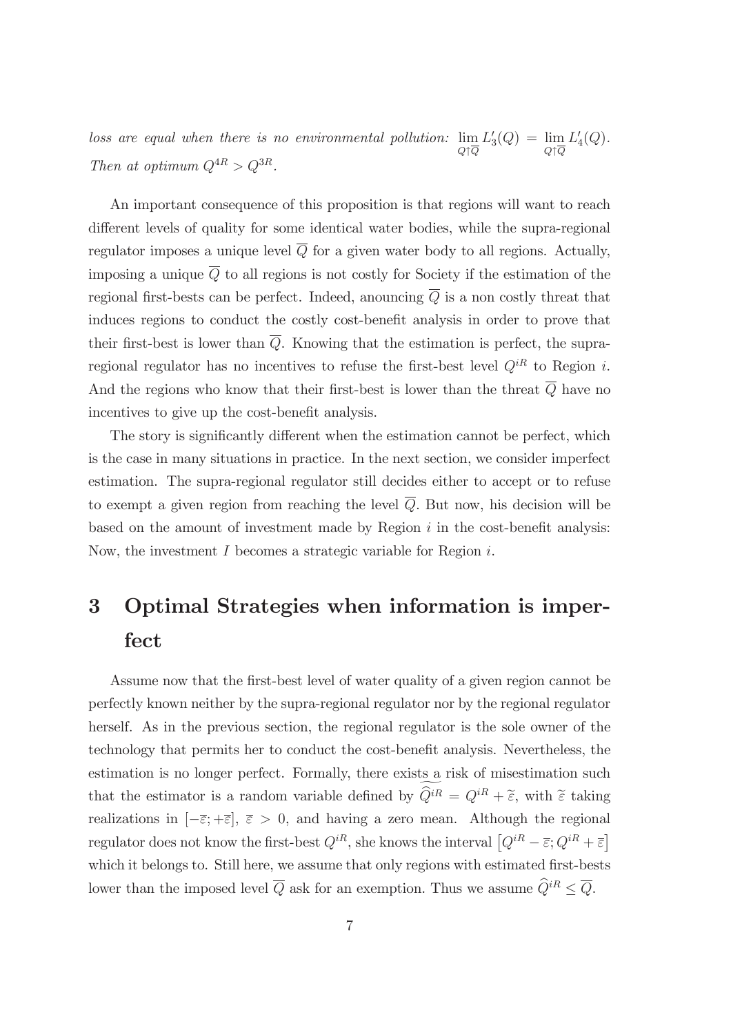*loss are equal when there is no environmental pollution:* $\lim_{Q \uparrow \overline{Q}} L_3'(Q) = \lim_{Q \uparrow \overline{Q}} L_4'(Q)$. *Then at optimum* $Q^{4R} > Q^{3R}$.

An important consequence of this proposition is that regions will want to reach different levels of quality for some identical water bodies, while the supra-regional regulator imposes a unique level $\overline{Q}$ for a given water body to all regions. Actually, imposing a unique $\overline{Q}$ to all regions is not costly for Society if the estimation of the regional first-bests can be perfect. Indeed, anouncing $\overline{Q}$ is a non costly threat that induces regions to conduct the costly cost-benefit analysis in order to prove that their first-best is lower than $\overline{Q}$. Knowing that the estimation is perfect, the supra-regional regulator has no incentives to refuse the first-best level $Q^{iR}$ to Region $i$. And the regions who know that their first-best is lower than the threat $\overline{Q}$ have no incentives to give up the cost-benefit analysis.

The story is significantly different when the estimation cannot be perfect, which is the case in many situations in practice. In the next section, we consider imperfect estimation. The supra-regional regulator still decides either to accept or to refuse to exempt a given region from reaching the level $\overline{Q}$. But now, his decision will be based on the amount of investment made by Region $i$ in the cost-benefit analysis: Now, the investment $I$ becomes a strategic variable for Region $i$.

# 3 Optimal Strategies when information is imperfect

Assume now that the first-best level of water quality of a given region cannot be perfectly known neither by the supra-regional regulator nor by the regional regulator herself. As in the previous section, the regional regulator is the sole owner of the technology that permits her to conduct the cost-benefit analysis. Nevertheless, the estimation is no longer perfect. Formally, there exists a risk of misestimation such that the estimator is a random variable defined by $\widetilde{\widehat{Q}^{iR}} = Q^{iR} + \widetilde{\varepsilon}$, with $\widetilde{\varepsilon}$ taking realizations in $[-\overline{\varepsilon}; +\overline{\varepsilon}]$, $\overline{\varepsilon} > 0$, and having a zero mean. Although the regional regulator does not know the first-best $Q^{iR}$, she knows the interval $\left[Q^{iR} - \overline{\varepsilon}; Q^{iR} + \overline{\varepsilon}\right]$ which it belongs to. Still here, we assume that only regions with estimated first-bests lower than the imposed level $\overline{Q}$ ask for an exemption. Thus we assume $\widehat{Q}^{iR} \leq \overline{Q}$.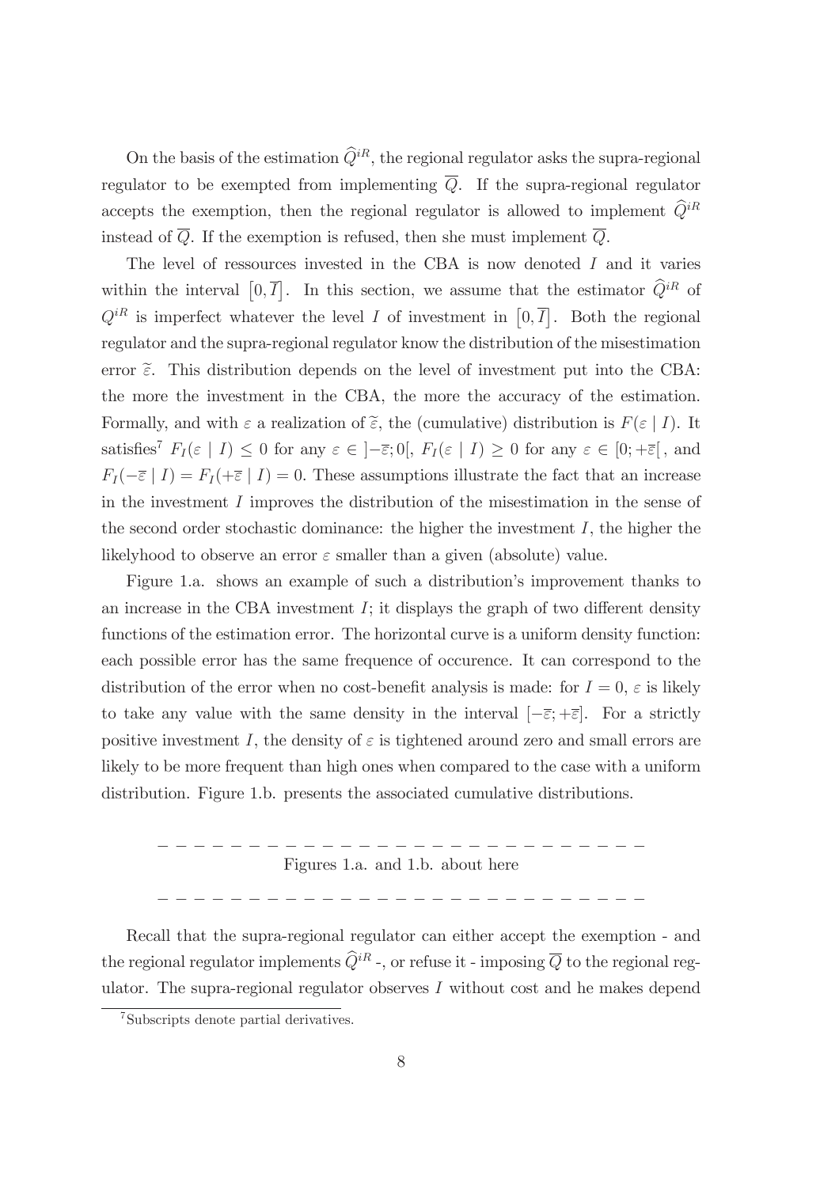On the basis of the estimation $\widehat{Q}^{iR}$, the regional regulator asks the supra-regional regulator to be exempted from implementing $\overline{Q}$. If the supra-regional regulator accepts the exemption, then the regional regulator is allowed to implement $\widehat{Q}^{iR}$ instead of $\overline{Q}$. If the exemption is refused, then she must implement $\overline{Q}$.

The level of ressources invested in the CBA is now denoted $I$ and it varies within the interval $[0, \overline{I}]$. In this section, we assume that the estimator $\widehat{Q}^{iR}$ of $Q^{iR}$ is imperfect whatever the level $I$ of investment in $[0, \overline{I}]$. Both the regional regulator and the supra-regional regulator know the distribution of the misestimation error $\widetilde{\varepsilon}$. This distribution depends on the level of investment put into the CBA: the more the investment in the CBA, the more the accuracy of the estimation. Formally, and with $\varepsilon$ a realization of $\widetilde{\varepsilon}$, the (cumulative) distribution is $F(\varepsilon \mid I)$. It satisfies[7] $F_I(\varepsilon \mid I) \leq 0$ for any $\varepsilon \in \left]-\overline{\varepsilon}; 0\right[$, $F_I(\varepsilon \mid I) \geq 0$ for any $\varepsilon \in \left[0; +\overline{\varepsilon}\right[$, and $F_I(-\overline{\varepsilon} \mid I) = F_I(+\overline{\varepsilon} \mid I) = 0$. These assumptions illustrate the fact that an increase in the investment $I$ improves the distribution of the misestimation in the sense of the second order stochastic dominance: the higher the investment $I$, the higher the likelyhood to observe an error $\varepsilon$ smaller than a given (absolute) value.

Figure 1.a. shows an example of such a distribution's improvement thanks to an increase in the CBA investment $I$; it displays the graph of two different density functions of the estimation error. The horizontal curve is a uniform density function: each possible error has the same frequence of occurence. It can correspond to the distribution of the error when no cost-benefit analysis is made: for $I = 0$, $\varepsilon$ is likely to take any value with the same density in the interval $[-\overline{\varepsilon}; +\overline{\varepsilon}]$. For a strictly positive investment $I$, the density of $\varepsilon$ is tightened around zero and small errors are likely to be more frequent than high ones when compared to the case with a uniform distribution. Figure 1.b. presents the associated cumulative distributions.

– – – – – – – – – – – – – – – – – – – – – – – – – – – –

Figures 1.a. and 1.b. about here

– – – – – – – – – – – – – – – – – – – – – – – – – – – –

Recall that the supra-regional regulator can either accept the exemption - and the regional regulator implements $\widehat{Q}^{iR}$ -, or refuse it - imposing $\overline{Q}$ to the regional regulator. The supra-regional regulator observes $I$ without cost and he makes depend

[7] Subscripts denote partial derivatives.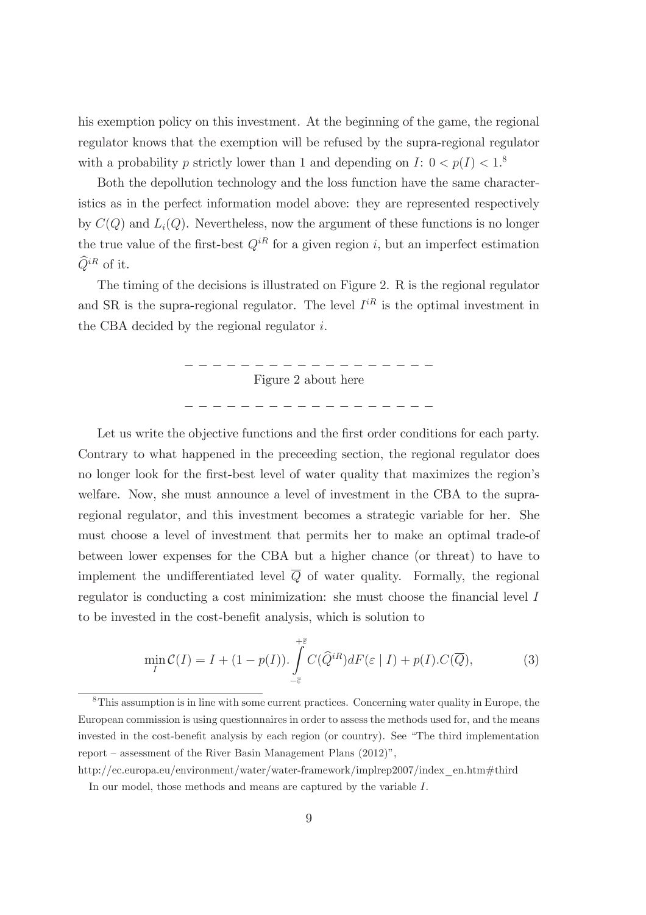his exemption policy on this investment. At the beginning of the game, the regional regulator knows that the exemption will be refused by the supra-regional regulator with a probability $p$ strictly lower than 1 and depending on $I$: $0 < p(I) < 1$.[8]

Both the depollution technology and the loss function have the same characteristics as in the perfect information model above: they are represented respectively by $C(Q)$ and $L_i(Q)$. Nevertheless, now the argument of these functions is no longer the true value of the first-best $Q^{iR}$ for a given region $i$, but an imperfect estimation $\widehat{Q}^{iR}$ of it.

The timing of the decisions is illustrated on Figure 2. R is the regional regulator and SR is the supra-regional regulator. The level $I^{iR}$ is the optimal investment in the CBA decided by the regional regulator $i$.

– – – – – – – – – – – – – – – – – –

Figure 2 about here

– – – – – – – – – – – – – – – – – –

Let us write the objective functions and the first order conditions for each party. Contrary to what happened in the preceeding section, the regional regulator does no longer look for the first-best level of water quality that maximizes the region's welfare. Now, she must announce a level of investment in the CBA to the supra-regional regulator, and this investment becomes a strategic variable for her. She must choose a level of investment that permits her to make an optimal trade-of between lower expenses for the CBA but a higher chance (or threat) to have to implement the undifferentiated level $\overline{Q}$ of water quality. Formally, the regional regulator is conducting a cost minimization: she must choose the financial level $I$ to be invested in the cost-benefit analysis, which is solution to

$$\min_{I} \mathcal{C}(I) = I + (1 - p(I)).\int_{-\overline{\varepsilon}}^{+\overline{\varepsilon}} C(\widehat{Q}^{iR}) dF(\varepsilon \mid I) + p(I).C(\overline{Q}), \tag{3}$$

[8] This assumption is in line with some current practices. Concerning water quality in Europe, the European commission is using questionnaires in order to assess the methods used for, and the means invested in the cost-benefit analysis by each region (or country). See "The third implementation report – assessment of the River Basin Management Plans (2012)",

http://ec.europa.eu/environment/water/water-framework/implrep2007/index_en.htm#third

In our model, those methods and means are captured by the variable $I$.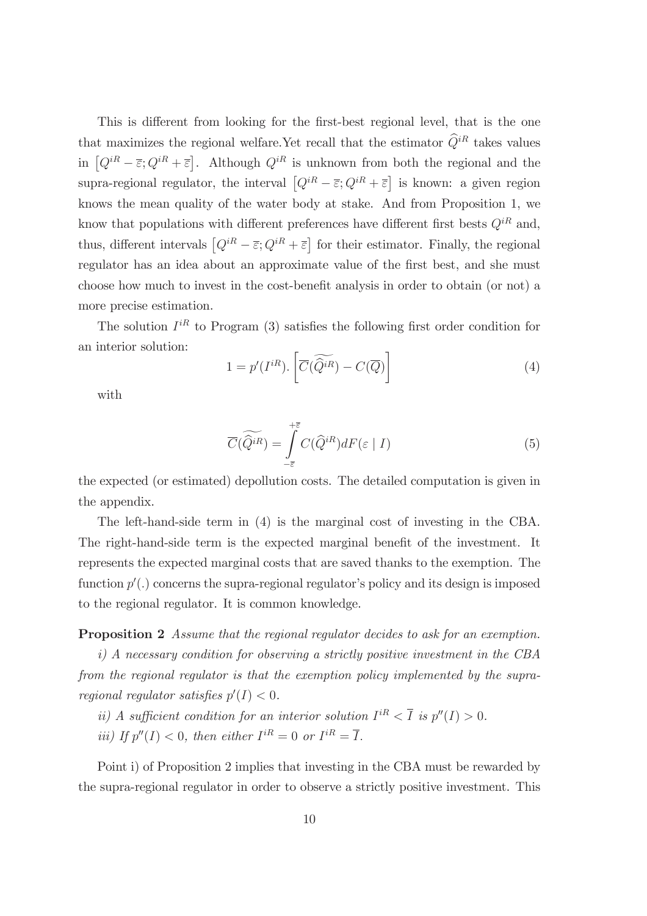This is different from looking for the first-best regional level, that is the one that maximizes the regional welfare.Yet recall that the estimator $\widehat{Q}^{iR}$ takes values in $\left[Q^{iR}-\overline{\varepsilon};Q^{iR}+\overline{\varepsilon}\right]$. Although $Q^{iR}$ is unknown from both the regional and the supra-regional regulator, the interval $\left[Q^{iR}-\overline{\varepsilon};Q^{iR}+\overline{\varepsilon}\right]$ is known: a given region knows the mean quality of the water body at stake. And from Proposition 1, we know that populations with different preferences have different first bests $Q^{iR}$ and, thus, different intervals $\left[Q^{iR}-\overline{\varepsilon};Q^{iR}+\overline{\varepsilon}\right]$ for their estimator. Finally, the regional regulator has an idea about an approximate value of the first best, and she must choose how much to invest in the cost-benefit analysis in order to obtain (or not) a more precise estimation.

The solution $I^{iR}$ to Program (3) satisfies the following first order condition for an interior solution:

$$1=p'(I^{iR}).\left[\overline{C}(\widetilde{\widehat{Q}^{iR}})-C(\overline{Q})\right] \tag{4}$$

with

$$\overline{C}(\widetilde{\widehat{Q}^{iR}})=\int_{-\overline{\varepsilon}}^{+\overline{\varepsilon}}C(\widehat{Q}^{iR})dF(\varepsilon\mid I) \tag{5}$$

the expected (or estimated) depollution costs. The detailed computation is given in the appendix.

The left-hand-side term in (4) is the marginal cost of investing in the CBA. The right-hand-side term is the expected marginal benefit of the investment. It represents the expected marginal costs that are saved thanks to the exemption. The function $p'(.)$ concerns the supra-regional regulator's policy and its design is imposed to the regional regulator. It is common knowledge.

**Proposition 2** *Assume that the regional regulator decides to ask for an exemption.*

*i) A necessary condition for observing a strictly positive investment in the CBA from the regional regulator is that the exemption policy implemented by the supra-regional regulator satisfies $p'(I)<0$.*

*ii) A sufficient condition for an interior solution $I^{iR}<\overline{I}$ is $p''(I)>0$.*

*iii) If $p''(I)<0$, then either $I^{iR}=0$ or $I^{iR}=\overline{I}$.*

Point i) of Proposition 2 implies that investing in the CBA must be rewarded by the supra-regional regulator in order to observe a strictly positive investment. This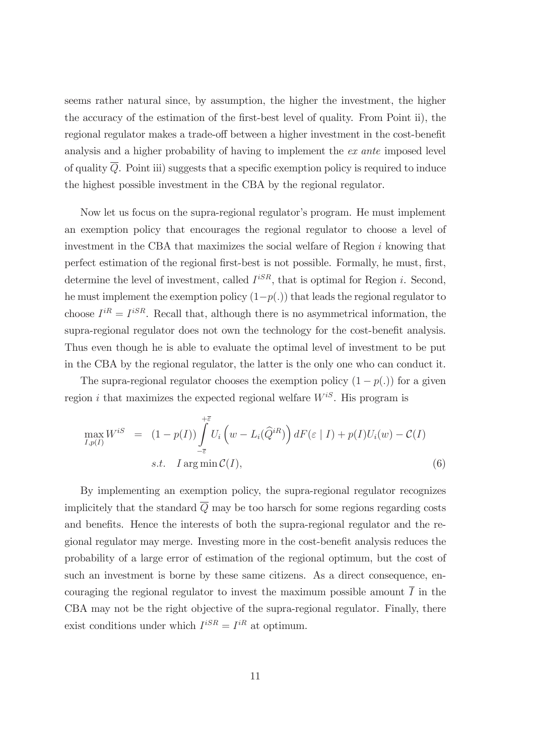seems rather natural since, by assumption, the higher the investment, the higher the accuracy of the estimation of the first-best level of quality. From Point ii), the regional regulator makes a trade-off between a higher investment in the cost-benefit analysis and a higher probability of having to implement the *ex ante* imposed level of quality $\overline{Q}$. Point iii) suggests that a specific exemption policy is required to induce the highest possible investment in the CBA by the regional regulator.

Now let us focus on the supra-regional regulator's program. He must implement an exemption policy that encourages the regional regulator to choose a level of investment in the CBA that maximizes the social welfare of Region $i$ knowing that perfect estimation of the regional first-best is not possible. Formally, he must, first, determine the level of investment, called $I^{iSR}$, that is optimal for Region $i$. Second, he must implement the exemption policy $(1-p(.))$ that leads the regional regulator to choose $I^{iR} = I^{iSR}$. Recall that, although there is no asymmetrical information, the supra-regional regulator does not own the technology for the cost-benefit analysis. Thus even though he is able to evaluate the optimal level of investment to be put in the CBA by the regional regulator, the latter is the only one who can conduct it.

The supra-regional regulator chooses the exemption policy $(1 - p(.))$ for a given region $i$ that maximizes the expected regional welfare $W^{iS}$. His program is

$$
\begin{aligned}
\max_{I,p(I)} W^{iS} &= (1-p(I)) \int_{-\overline{\varepsilon}}^{+\overline{\varepsilon}} U_i \left( w - L_i(\widehat{Q}^{iR}) \right) dF(\varepsilon \mid I) + p(I) U_i(w) - \mathcal{C}(I) \\
& \quad s.t. \quad I \arg\min \mathcal{C}(I),
\end{aligned}
\tag{6}
$$

By implementing an exemption policy, the supra-regional regulator recognizes implicitely that the standard $\overline{Q}$ may be too harsch for some regions regarding costs and benefits. Hence the interests of both the supra-regional regulator and the regional regulator may merge. Investing more in the cost-benefit analysis reduces the probability of a large error of estimation of the regional optimum, but the cost of such an investment is borne by these same citizens. As a direct consequence, encouraging the regional regulator to invest the maximum possible amount $\overline{I}$ in the CBA may not be the right objective of the supra-regional regulator. Finally, there exist conditions under which $I^{iSR} = I^{iR}$ at optimum.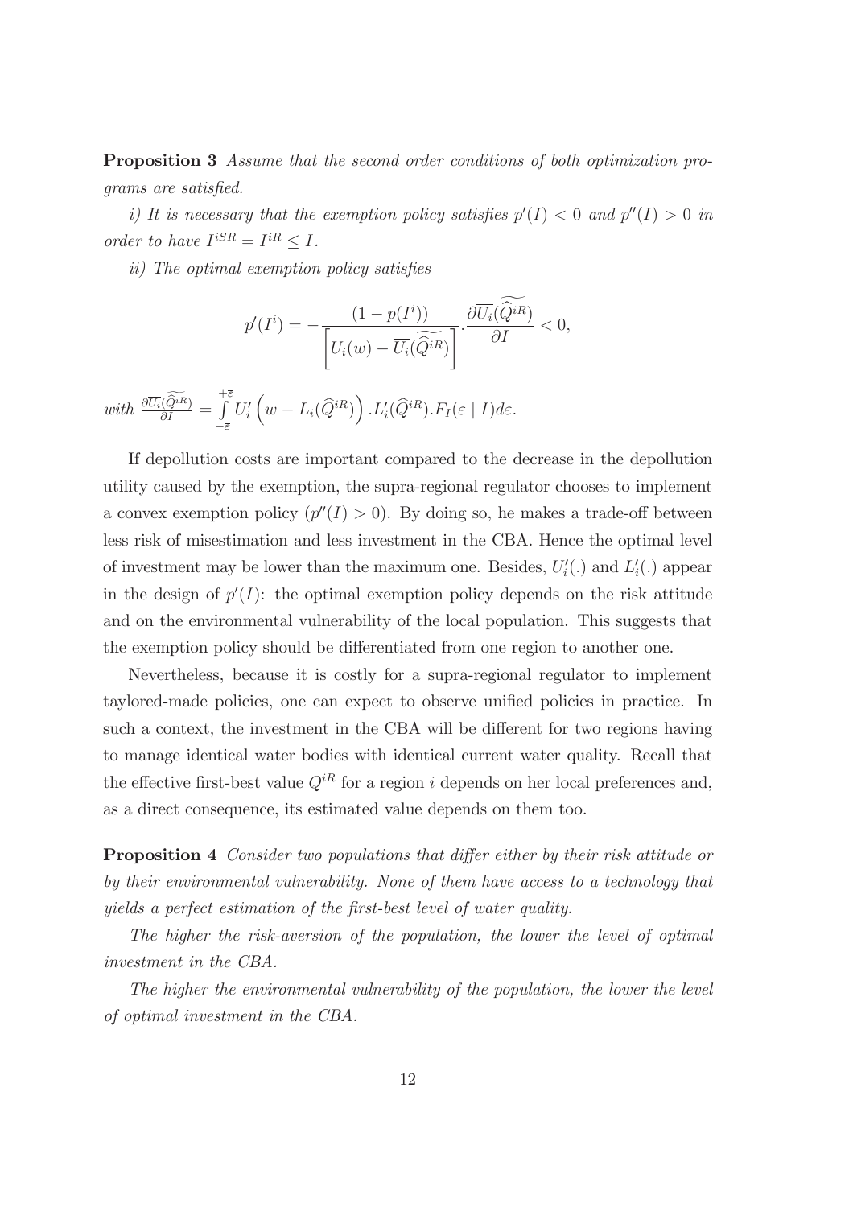**Proposition 3** *Assume that the second order conditions of both optimization programs are satisfied.*

*i) It is necessary that the exemption policy satisfies $p'(I) < 0$ and $p''(I) > 0$ in order to have $I^{iSR} = I^{iR} \leq \overline{I}$.*

*ii) The optimal exemption policy satisfies*

$$p'(I^i) = -\frac{(1 - p(I^i))}{\left[U_i(w) - \overline{U_i}(\widetilde{\widehat{Q}^{iR}})\right]} \cdot \frac{\partial \overline{U_i}(\widetilde{\widehat{Q}^{iR}})}{\partial I} < 0,$$

*with* $\frac{\partial \overline{U_i}(\widetilde{\widehat{Q}^{iR}})}{\partial I} = \int_{-\overline{\varepsilon}}^{+\overline{\varepsilon}} U_i'\left(w - L_i(\widehat{Q}^{iR})\right) . L_i'(\widehat{Q}^{iR}) . F_I(\varepsilon \mid I) d\varepsilon.$

If depollution costs are important compared to the decrease in the depollution utility caused by the exemption, the supra-regional regulator chooses to implement a convex exemption policy ($p''(I) > 0$). By doing so, he makes a trade-off between less risk of misestimation and less investment in the CBA. Hence the optimal level of investment may be lower than the maximum one. Besides, $U_i'(.)$ and $L_i'(.)$ appear in the design of $p'(I)$: the optimal exemption policy depends on the risk attitude and on the environmental vulnerability of the local population. This suggests that the exemption policy should be differentiated from one region to another one.

Nevertheless, because it is costly for a supra-regional regulator to implement taylored-made policies, one can expect to observe unified policies in practice. In such a context, the investment in the CBA will be different for two regions having to manage identical water bodies with identical current water quality. Recall that the effective first-best value $Q^{iR}$ for a region $i$ depends on her local preferences and, as a direct consequence, its estimated value depends on them too.

**Proposition 4** *Consider two populations that differ either by their risk attitude or by their environmental vulnerability. None of them have access to a technology that yields a perfect estimation of the first-best level of water quality.*

*The higher the risk-aversion of the population, the lower the level of optimal investment in the CBA.*

*The higher the environmental vulnerability of the population, the lower the level of optimal investment in the CBA.*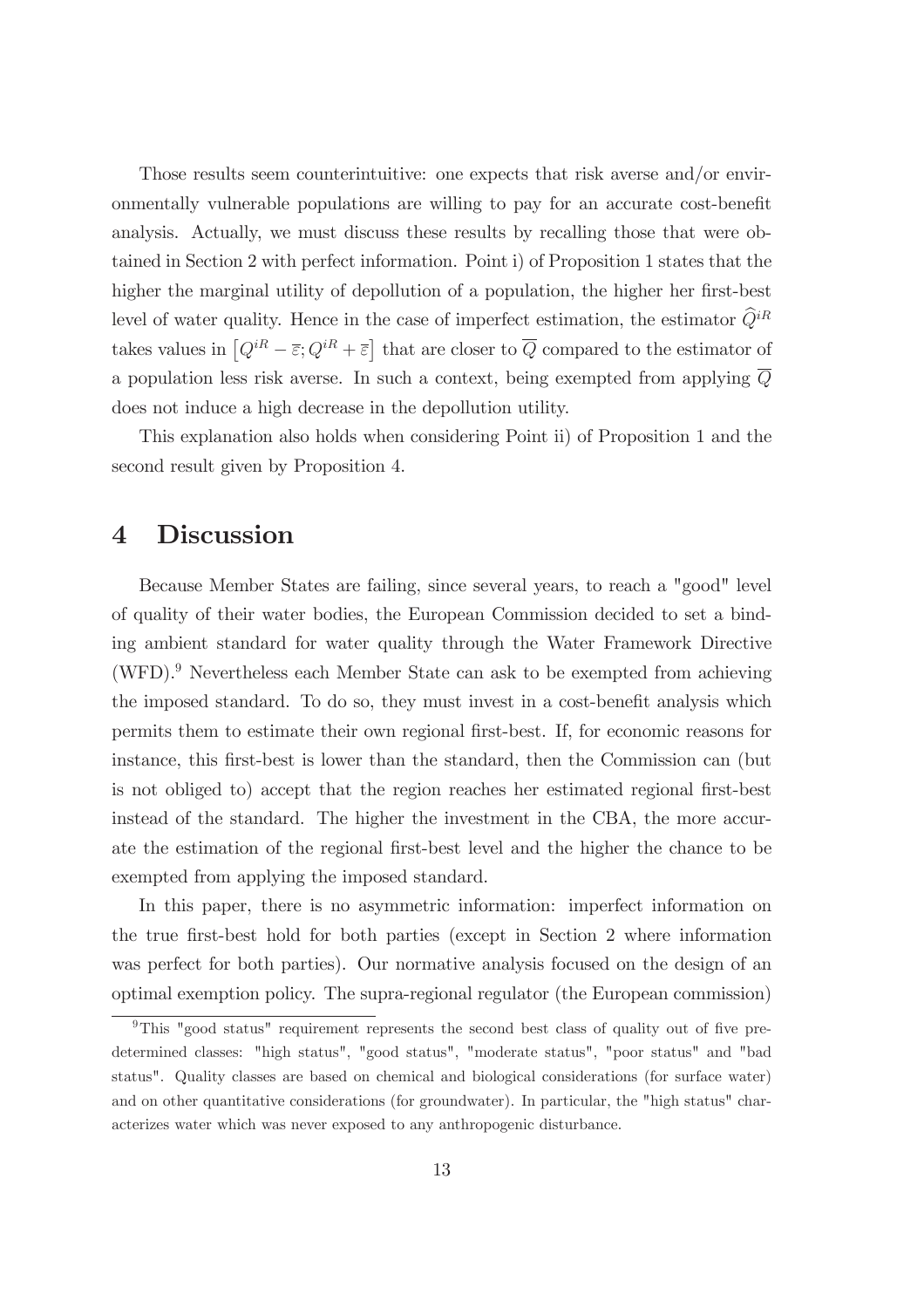Those results seem counterintuitive: one expects that risk averse and/or environmentally vulnerable populations are willing to pay for an accurate cost-benefit analysis. Actually, we must discuss these results by recalling those that were obtained in Section 2 with perfect information. Point i) of Proposition 1 states that the higher the marginal utility of depollution of a population, the higher her first-best level of water quality. Hence in the case of imperfect estimation, the estimator $\widehat{Q}^{iR}$ takes values in $\left[Q^{iR} - \overline{\varepsilon}; Q^{iR} + \overline{\varepsilon}\right]$ that are closer to $\overline{Q}$ compared to the estimator of a population less risk averse. In such a context, being exempted from applying $\overline{Q}$ does not induce a high decrease in the depollution utility.

This explanation also holds when considering Point ii) of Proposition 1 and the second result given by Proposition 4.

# 4 Discussion

Because Member States are failing, since several years, to reach a "good" level of quality of their water bodies, the European Commission decided to set a binding ambient standard for water quality through the Water Framework Directive (WFD).[9] Nevertheless each Member State can ask to be exempted from achieving the imposed standard. To do so, they must invest in a cost-benefit analysis which permits them to estimate their own regional first-best. If, for economic reasons for instance, this first-best is lower than the standard, then the Commission can (but is not obliged to) accept that the region reaches her estimated regional first-best instead of the standard. The higher the investment in the CBA, the more accurate the estimation of the regional first-best level and the higher the chance to be exempted from applying the imposed standard.

In this paper, there is no asymmetric information: imperfect information on the true first-best hold for both parties (except in Section 2 where information was perfect for both parties). Our normative analysis focused on the design of an optimal exemption policy. The supra-regional regulator (the European commission)

[9] This "good status" requirement represents the second best class of quality out of five predetermined classes: "high status", "good status", "moderate status", "poor status" and "bad status". Quality classes are based on chemical and biological considerations (for surface water) and on other quantitative considerations (for groundwater). In particular, the "high status" characterizes water which was never exposed to any anthropogenic disturbance.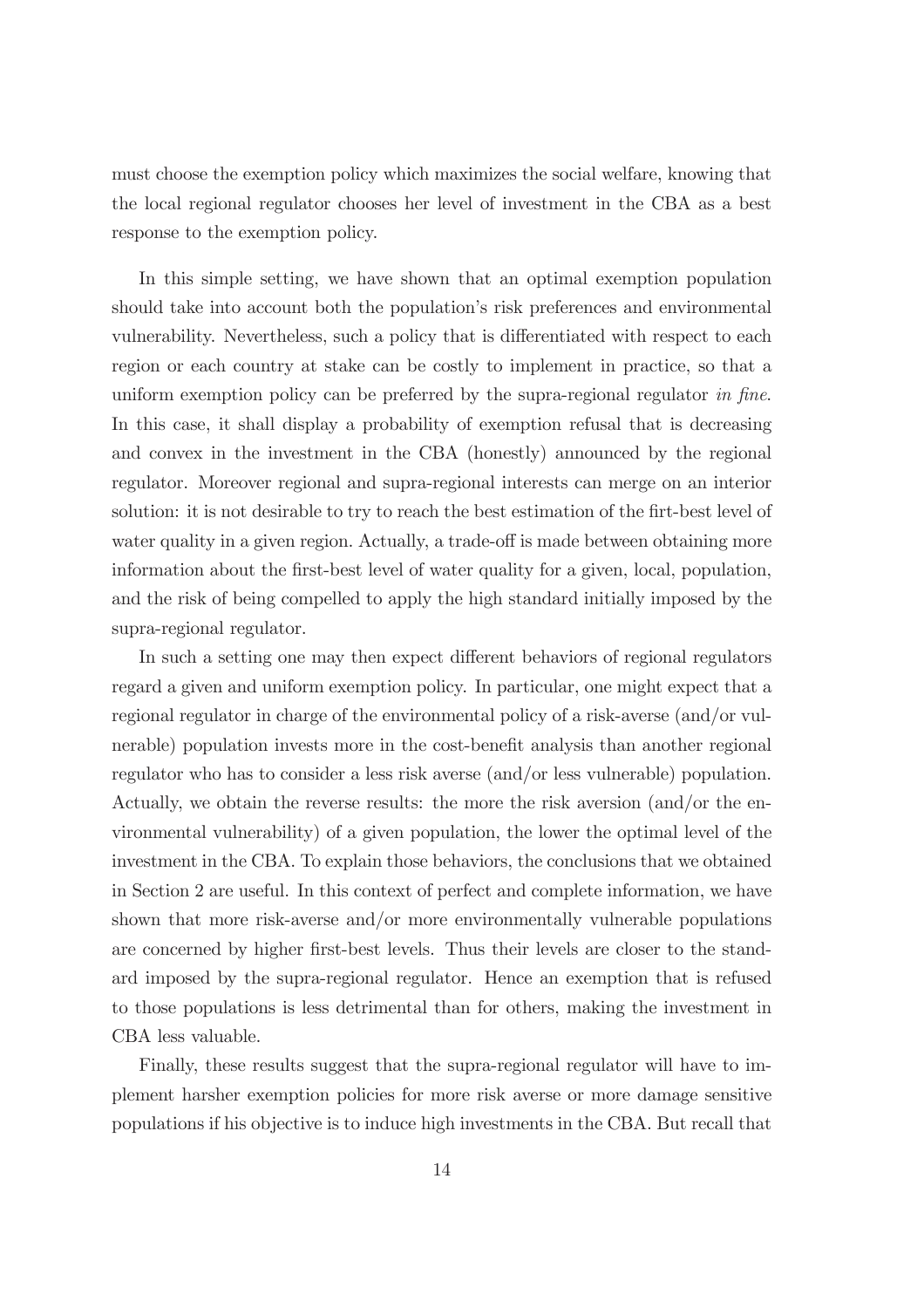must choose the exemption policy which maximizes the social welfare, knowing that the local regional regulator chooses her level of investment in the CBA as a best response to the exemption policy.

In this simple setting, we have shown that an optimal exemption population should take into account both the population's risk preferences and environmental vulnerability. Nevertheless, such a policy that is differentiated with respect to each region or each country at stake can be costly to implement in practice, so that a uniform exemption policy can be preferred by the supra-regional regulator *in fine*. In this case, it shall display a probability of exemption refusal that is decreasing and convex in the investment in the CBA (honestly) announced by the regional regulator. Moreover regional and supra-regional interests can merge on an interior solution: it is not desirable to try to reach the best estimation of the firt-best level of water quality in a given region. Actually, a trade-off is made between obtaining more information about the first-best level of water quality for a given, local, population, and the risk of being compelled to apply the high standard initially imposed by the supra-regional regulator.

In such a setting one may then expect different behaviors of regional regulators regard a given and uniform exemption policy. In particular, one might expect that a regional regulator in charge of the environmental policy of a risk-averse (and/or vulnerable) population invests more in the cost-benefit analysis than another regional regulator who has to consider a less risk averse (and/or less vulnerable) population. Actually, we obtain the reverse results: the more the risk aversion (and/or the environmental vulnerability) of a given population, the lower the optimal level of the investment in the CBA. To explain those behaviors, the conclusions that we obtained in Section 2 are useful. In this context of perfect and complete information, we have shown that more risk-averse and/or more environmentally vulnerable populations are concerned by higher first-best levels. Thus their levels are closer to the standard imposed by the supra-regional regulator. Hence an exemption that is refused to those populations is less detrimental than for others, making the investment in CBA less valuable.

Finally, these results suggest that the supra-regional regulator will have to implement harsher exemption policies for more risk averse or more damage sensitive populations if his objective is to induce high investments in the CBA. But recall that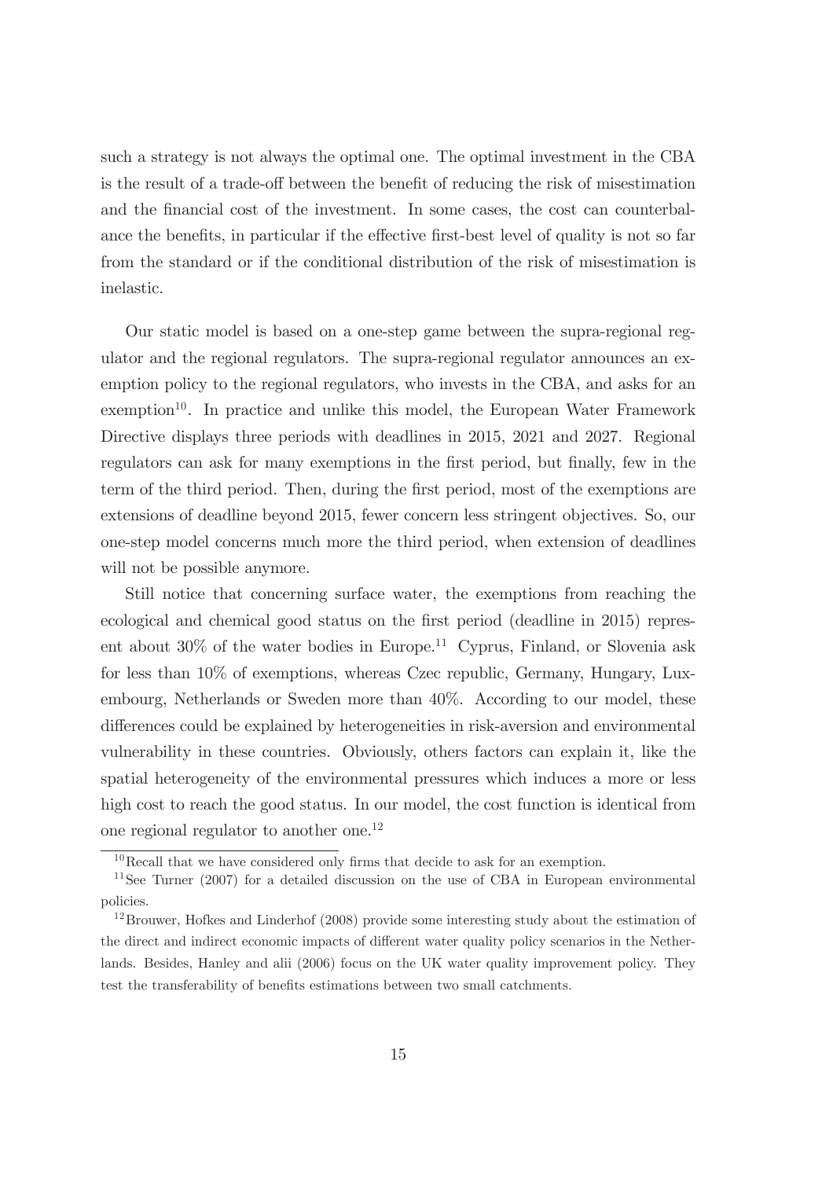such a strategy is not always the optimal one. The optimal investment in the CBA is the result of a trade-off between the benefit of reducing the risk of misestimation and the financial cost of the investment. In some cases, the cost can counterbalance the benefits, in particular if the effective first-best level of quality is not so far from the standard or if the conditional distribution of the risk of misestimation is inelastic.

Our static model is based on a one-step game between the supra-regional regulator and the regional regulators. The supra-regional regulator announces an exemption policy to the regional regulators, who invests in the CBA, and asks for an exemption[10]. In practice and unlike this model, the European Water Framework Directive displays three periods with deadlines in 2015, 2021 and 2027. Regional regulators can ask for many exemptions in the first period, but finally, few in the term of the third period. Then, during the first period, most of the exemptions are extensions of deadline beyond 2015, fewer concern less stringent objectives. So, our one-step model concerns much more the third period, when extension of deadlines will not be possible anymore.

Still notice that concerning surface water, the exemptions from reaching the ecological and chemical good status on the first period (deadline in 2015) represent about 30% of the water bodies in Europe.[11] Cyprus, Finland, or Slovenia ask for less than 10% of exemptions, whereas Czec republic, Germany, Hungary, Luxembourg, Netherlands or Sweden more than 40%. According to our model, these differences could be explained by heterogeneities in risk-aversion and environmental vulnerability in these countries. Obviously, others factors can explain it, like the spatial heterogeneity of the environmental pressures which induces a more or less high cost to reach the good status. In our model, the cost function is identical from one regional regulator to another one.[12]

---

[10] Recall that we have considered only firms that decide to ask for an exemption.

[11] See Turner (2007) for a detailed discussion on the use of CBA in European environmental policies.

[12] Brouwer, Hofkes and Linderhof (2008) provide some interesting study about the estimation of the direct and indirect economic impacts of different water quality policy scenarios in the Netherlands. Besides, Hanley and alii (2006) focus on the UK water quality improvement policy. They test the transferability of benefits estimations between two small catchments.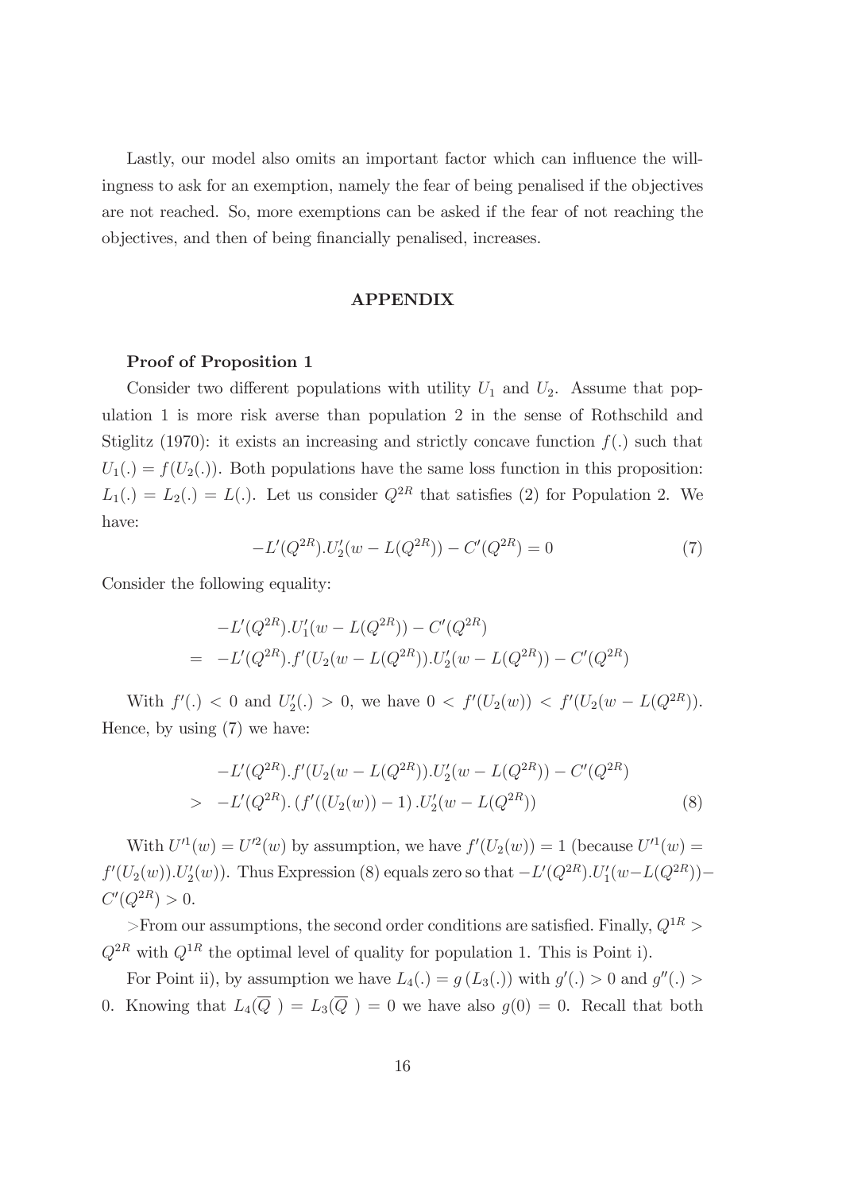Lastly, our model also omits an important factor which can influence the willingness to ask for an exemption, namely the fear of being penalised if the objectives are not reached. So, more exemptions can be asked if the fear of not reaching the objectives, and then of being financially penalised, increases.

## APPENDIX

**Proof of Proposition 1**

Consider two different populations with utility $U_1$ and $U_2$. Assume that population 1 is more risk averse than population 2 in the sense of Rothschild and Stiglitz (1970): it exists an increasing and strictly concave function $f(.)$ such that $U_1(.) = f(U_2(.))$. Both populations have the same loss function in this proposition: $L_1(.) = L_2(.) = L(.)$. Let us consider $Q^{2R}$ that satisfies (2) for Population 2. We have:

$$-L'(Q^{2R}).U_2'(w - L(Q^{2R})) - C'(Q^{2R}) = 0 \tag{7}$$

Consider the following equality:

$$\begin{aligned}
& -L'(Q^{2R}).U_1'(w - L(Q^{2R})) - C'(Q^{2R}) \\
= \; & -L'(Q^{2R}).f'(U_2(w - L(Q^{2R})).U_2'(w - L(Q^{2R})) - C'(Q^{2R})
\end{aligned}$$

With $f'(.) < 0$ and $U_2'(.) > 0$, we have $0 < f'(U_2(w)) < f'(U_2(w - L(Q^{2R}))$. Hence, by using (7) we have:

$$\begin{aligned}
& -L'(Q^{2R}).f'(U_2(w - L(Q^{2R})).U_2'(w - L(Q^{2R})) - C'(Q^{2R}) \\
> \; & -L'(Q^{2R}).\left(f'((U_2(w)) - 1\right).U_2'(w - L(Q^{2R}))
\end{aligned} \tag{8}$$

With $U'^1(w) = U'^2(w)$ by assumption, we have $f'(U_2(w)) = 1$ (because $U'^1(w) = f'(U_2(w)).U_2'(w)$). Thus Expression (8) equals zero so that $-L'(Q^{2R}).U_1'(w - L(Q^{2R})) - C'(Q^{2R}) > 0$.

>From our assumptions, the second order conditions are satisfied. Finally, $Q^{1R} > Q^{2R}$ with $Q^{1R}$ the optimal level of quality for population 1. This is Point i).

For Point ii), by assumption we have $L_4(.) = g\left(L_3(.)\right)$ with $g'(.) > 0$ and $g''(.) > 0$. Knowing that $L_4(\overline{Q}\ ) = L_3(\overline{Q}\ ) = 0$ we have also $g(0) = 0$. Recall that both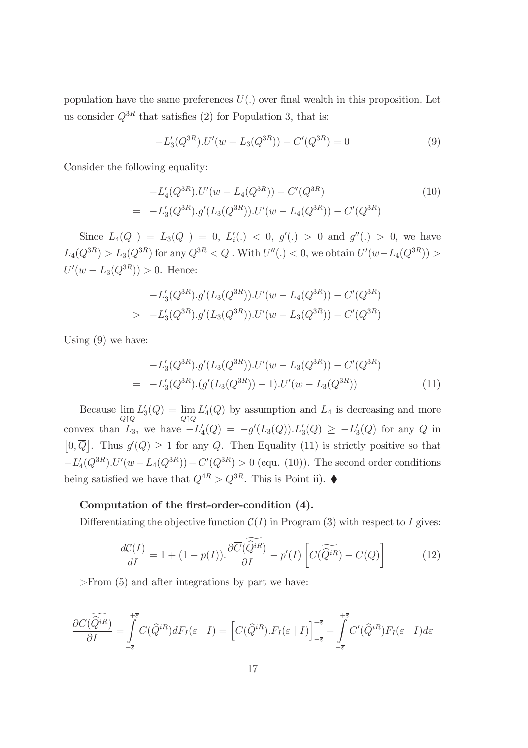population have the same preferences $U(.)$ over final wealth in this proposition. Let us consider $Q^{3R}$ that satisfies (2) for Population 3, that is:

$$-L_3'(Q^{3R}).U'(w - L_3(Q^{3R})) - C'(Q^{3R}) = 0 \tag{9}$$

Consider the following equality:

$$\begin{aligned} & -L_4'(Q^{3R}).U'(w - L_4(Q^{3R})) - C'(Q^{3R}) \\ = \;\; & -L_3'(Q^{3R}).g'(L_3(Q^{3R})).U'(w - L_4(Q^{3R})) - C'(Q^{3R}) \end{aligned} \tag{10}$$

Since $L_4(\overline{Q}\ ) = L_3(\overline{Q}\ ) = 0$, $L_i'(.) < 0$, $g'(.) > 0$ and $g''(.) > 0$, we have $L_4(Q^{3R}) > L_3(Q^{3R})$ for any $Q^{3R} < \overline{Q}$ . With $U''(.) < 0$, we obtain $U'(w - L_4(Q^{3R})) > U'(w - L_3(Q^{3R})) > 0$. Hence:

$$\begin{aligned} & -L_3'(Q^{3R}).g'(L_3(Q^{3R})).U'(w - L_4(Q^{3R})) - C'(Q^{3R}) \\ > \;\; & -L_3'(Q^{3R}).g'(L_3(Q^{3R})).U'(w - L_3(Q^{3R})) - C'(Q^{3R}) \end{aligned}$$

Using (9) we have:

$$\begin{aligned} & -L_3'(Q^{3R}).g'(L_3(Q^{3R})).U'(w - L_3(Q^{3R})) - C'(Q^{3R}) \\ = \;\; & -L_3'(Q^{3R}).(g'(L_3(Q^{3R})) - 1).U'(w - L_3(Q^{3R})) \end{aligned} \tag{11}$$

Because $\lim_{Q \uparrow \overline{Q}} L_3'(Q) = \lim_{Q \uparrow \overline{Q}} L_4'(Q)$ by assumption and $L_4$ is decreasing and more convex than $L_3$, we have $-L_4'(Q) = -g'(L_3(Q)).L_3'(Q) \geq -L_3'(Q)$ for any $Q$ in $\left[0, \overline{Q}\right]$. Thus $g'(Q) \geq 1$ for any $Q$. Then Equality (11) is strictly positive so that $-L_4'(Q^{3R}).U'(w - L_4(Q^{3R})) - C'(Q^{3R}) > 0$ (equ. (10)). The second order conditions being satisfied we have that $Q^{4R} > Q^{3R}$. This is Point ii). ⧫

**Computation of the first-order-condition (4).**

Differentiating the objective function $\mathcal{C}(I)$ in Program (3) with respect to $I$ gives:

$$\frac{d\mathcal{C}(I)}{dI} = 1 + (1 - p(I)).\frac{\partial \overline{C}(\widetilde{\widehat{Q}^{iR}})}{\partial I} - p'(I)\left[\overline{C}(\widetilde{\widehat{Q}^{iR}}) - C(\overline{Q})\right] \tag{12}$$

>From (5) and after integrations by part we have:

$$\frac{\partial \overline{C}(\widetilde{\widehat{Q}^{iR}})}{\partial I} = \int_{-\overline{\varepsilon}}^{+\overline{\varepsilon}} C(\widehat{Q}^{iR}) dF_I(\varepsilon \mid I) = \left[C(\widehat{Q}^{iR}).F_I(\varepsilon \mid I)\right]_{-\overline{\varepsilon}}^{+\overline{\varepsilon}} - \int_{-\overline{\varepsilon}}^{+\overline{\varepsilon}} C'(\widehat{Q}^{iR}) F_I(\varepsilon \mid I) d\varepsilon$$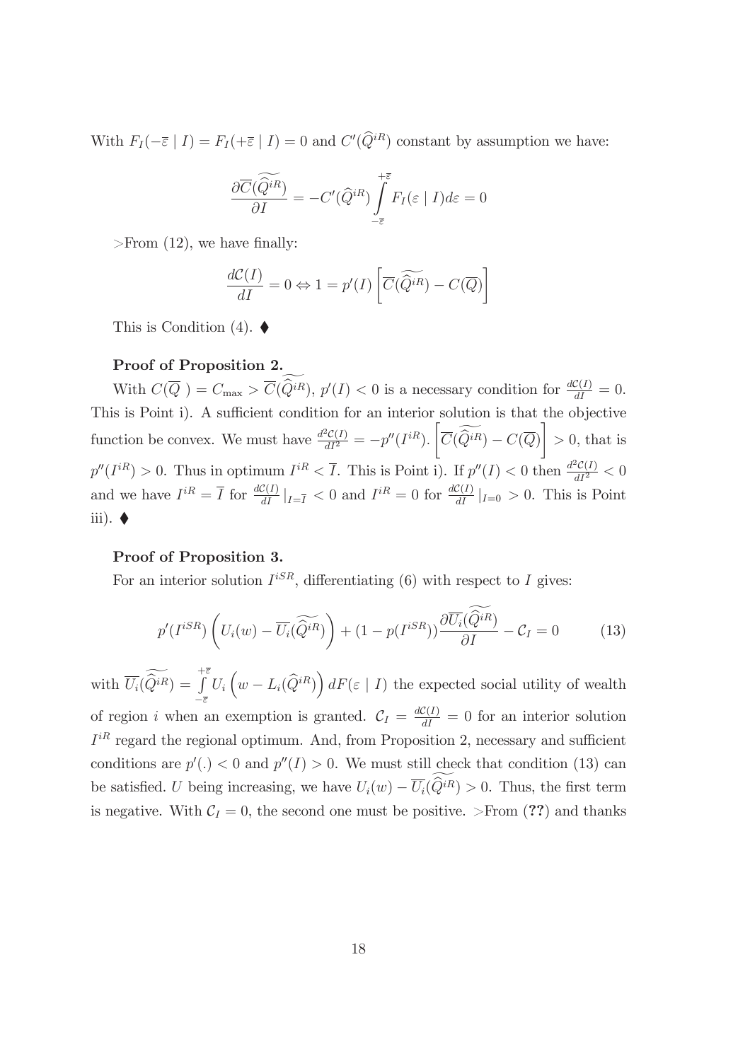With $F_I(-\overline{\varepsilon} \mid I) = F_I(+\overline{\varepsilon} \mid I) = 0$ and $C'(\widehat{Q}^{iR})$ constant by assumption we have:

$$\frac{\partial \overline{C}(\widetilde{\widehat{Q}^{iR}})}{\partial I} = -C'(\widehat{Q}^{iR}) \int_{-\overline{\varepsilon}}^{+\overline{\varepsilon}} F_I(\varepsilon \mid I) d\varepsilon = 0$$

>From (12), we have finally:

$$\frac{d\mathcal{C}(I)}{dI} = 0 \Leftrightarrow 1 = p'(I) \left[ \overline{C}(\widetilde{\widehat{Q}^{iR}}) - C(\overline{Q}) \right]$$

This is Condition (4). ⧫

**Proof of Proposition 2.**

With $C(\overline{Q}\ ) = C_{\max} > \overline{C}(\widetilde{\widehat{Q}^{iR}})$, $p'(I) < 0$ is a necessary condition for $\frac{d\mathcal{C}(I)}{dI} = 0$. This is Point i). A sufficient condition for an interior solution is that the objective function be convex. We must have $\frac{d^2\mathcal{C}(I)}{dI^2} = -p''(I^{iR}).\left[\overline{C}(\widetilde{\widehat{Q}^{iR}}) - C(\overline{Q})\right] > 0$, that is $p''(I^{iR}) > 0$. Thus in optimum $I^{iR} < \overline{I}$. This is Point i). If $p''(I) < 0$ then $\frac{d^2\mathcal{C}(I)}{dI^2} < 0$ and we have $I^{iR} = \overline{I}$ for $\frac{d\mathcal{C}(I)}{dI}\mid_{I=\overline{I}} < 0$ and $I^{iR} = 0$ for $\frac{d\mathcal{C}(I)}{dI}\mid_{I=0} > 0$. This is Point iii). ⧫

**Proof of Proposition 3.**

For an interior solution $I^{iSR}$, differentiating (6) with respect to $I$ gives:

$$p'(I^{iSR}) \left( U_i(w) - \overline{U_i}(\widetilde{\widehat{Q}^{iR}}) \right) + (1 - p(I^{iSR})) \frac{\partial \overline{U_i}(\widetilde{\widehat{Q}^{iR}})}{\partial I} - \mathcal{C}_I = 0 \qquad (13)$$

with $\overline{U_i}(\widetilde{\widehat{Q}^{iR}}) = \int_{-\overline{\varepsilon}}^{+\overline{\varepsilon}} U_i \left( w - L_i(\widehat{Q}^{iR}) \right) dF(\varepsilon \mid I)$ the expected social utility of wealth of region $i$ when an exemption is granted. $\mathcal{C}_I = \frac{d\mathcal{C}(I)}{dI} = 0$ for an interior solution $I^{iR}$ regard the regional optimum. And, from Proposition 2, necessary and sufficient conditions are $p'(.) < 0$ and $p''(I) > 0$. We must still check that condition (13) can be satisfied. $U$ being increasing, we have $U_i(w) - \overline{U_i}(\widetilde{\widehat{Q}^{iR}}) > 0$. Thus, the first term is negative. With $\mathcal{C}_I = 0$, the second one must be positive. >From (**??**) and thanks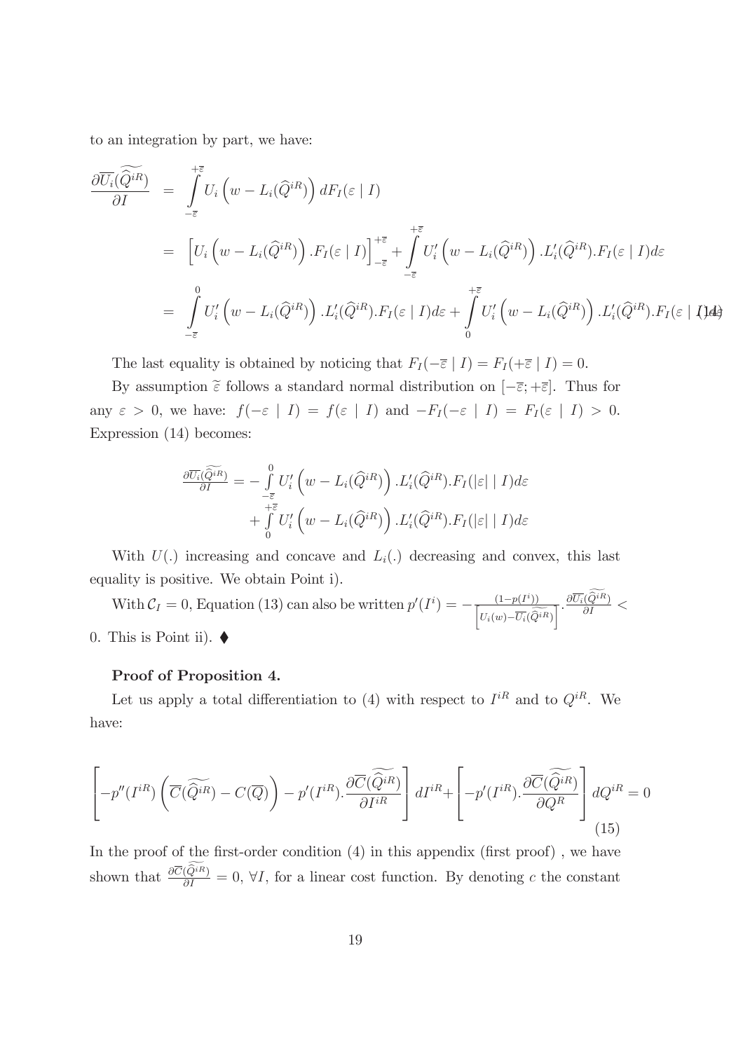to an integration by part, we have:

$$
\begin{aligned}
\frac{\partial \overline{U_i}(\widetilde{\widehat{Q}^{iR}})}{\partial I} &= \int_{-\overline{\varepsilon}}^{+\overline{\varepsilon}} U_i\left(w - L_i(\widehat{Q}^{iR})\right) dF_I(\varepsilon \mid I) \\
&= \left[U_i\left(w - L_i(\widehat{Q}^{iR})\right).F_I(\varepsilon \mid I)\right]_{-\overline{\varepsilon}}^{+\overline{\varepsilon}} + \int_{-\overline{\varepsilon}}^{+\overline{\varepsilon}} U_i'\left(w - L_i(\widehat{Q}^{iR})\right).L_i'(\widehat{Q}^{iR}).F_I(\varepsilon \mid I)d\varepsilon \\
&= \int_{-\overline{\varepsilon}}^{0} U_i'\left(w - L_i(\widehat{Q}^{iR})\right).L_i'(\widehat{Q}^{iR}).F_I(\varepsilon \mid I)d\varepsilon + \int_{0}^{+\overline{\varepsilon}} U_i'\left(w - L_i(\widehat{Q}^{iR})\right).L_i'(\widehat{Q}^{iR}).F_I(\varepsilon \mid I)d\varepsilon \quad (14)
\end{aligned}
$$

The last equality is obtained by noticing that $F_I(-\overline{\varepsilon} \mid I) = F_I(+\overline{\varepsilon} \mid I) = 0$.

By assumption $\widetilde{\varepsilon}$ follows a standard normal distribution on $[-\overline{\varepsilon}; +\overline{\varepsilon}]$. Thus for any $\varepsilon > 0$, we have: $f(-\varepsilon \mid I) = f(\varepsilon \mid I)$ and $-F_I(-\varepsilon \mid I) = F_I(\varepsilon \mid I) > 0$. Expression (14) becomes:

$$
\begin{aligned}
\frac{\partial \overline{U_i}(\widetilde{\widehat{Q}^{iR}})}{\partial I} = &- \int_{-\overline{\varepsilon}}^{0} U_i'\left(w - L_i(\widehat{Q}^{iR})\right).L_i'(\widehat{Q}^{iR}).F_I(|\varepsilon| \mid I)d\varepsilon \\
&+ \int_{0}^{+\overline{\varepsilon}} U_i'\left(w - L_i(\widehat{Q}^{iR})\right).L_i'(\widehat{Q}^{iR}).F_I(|\varepsilon| \mid I)d\varepsilon
\end{aligned}
$$

With $U(.)$ increasing and concave and $L_i(.)$ decreasing and convex, this last equality is positive. We obtain Point i).

With $\mathcal{C}_I = 0$, Equation (13) can also be written $p'(I^i) = -\frac{(1-p(I^i))}{\left[U_i(w) - \overline{U_i}(\widetilde{\widehat{Q}^{iR}})\right]}.\frac{\partial \overline{U_i}(\widetilde{\widehat{Q}^{iR}})}{\partial I} < 0$. This is Point ii). ⧫

**Proof of Proposition 4.**

Let us apply a total differentiation to (4) with respect to $I^{iR}$ and to $Q^{iR}$. We have:

$$
\left[-p''(I^{iR})\left(\overline{C}(\widetilde{\widehat{Q}^{iR}}) - C(\overline{Q})\right) - p'(I^{iR}).\frac{\partial \overline{C}(\widetilde{\widehat{Q}^{iR}})}{\partial I^{iR}}\right] dI^{iR} + \left[-p'(I^{iR}).\frac{\partial \overline{C}(\widetilde{\widehat{Q}^{iR}})}{\partial Q^{R}}\right] dQ^{iR} = 0 \quad (15)
$$

In the proof of the first-order condition (4) in this appendix (first proof) , we have shown that $\frac{\partial \overline{C}(\widetilde{\widehat{Q}^{iR}})}{\partial I} = 0$, $\forall I$, for a linear cost function. By denoting $c$ the constant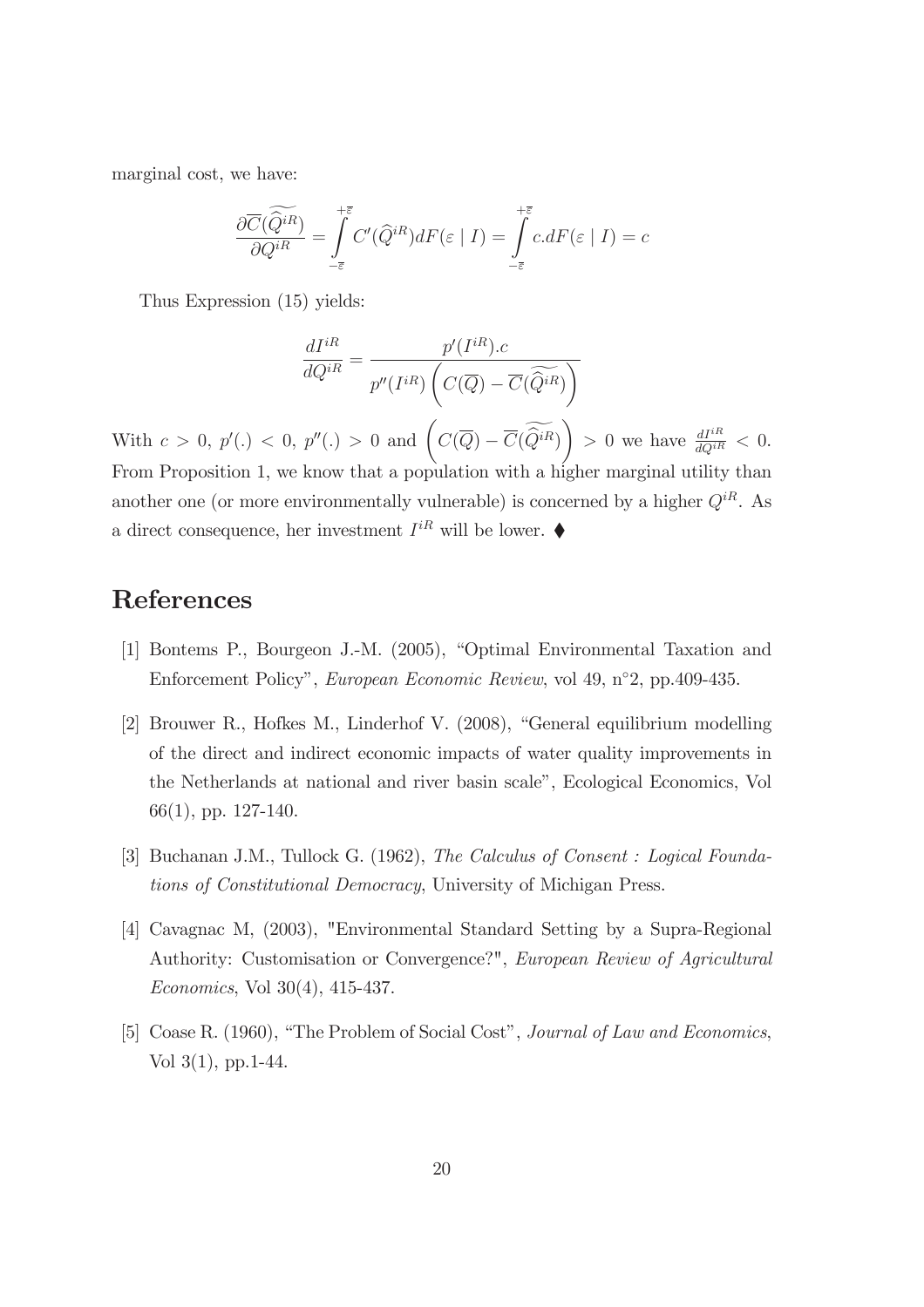marginal cost, we have:

$$\frac{\partial \overline{C}(\widetilde{\widehat{Q}^{iR}})}{\partial Q^{iR}} = \int_{-\overline{\varepsilon}}^{+\overline{\varepsilon}} C'(\widehat{Q}^{iR}) dF(\varepsilon \mid I) = \int_{-\overline{\varepsilon}}^{+\overline{\varepsilon}} c.dF(\varepsilon \mid I) = c$$

Thus Expression (15) yields:

$$\frac{dI^{iR}}{dQ^{iR}} = \frac{p'(I^{iR}).c}{p''(I^{iR})\left(C(\overline{Q}) - \overline{C}(\widetilde{\widehat{Q}^{iR}})\right)}$$

With $c > 0$, $p'(.) < 0$, $p''(.) > 0$ and $\left(C(\overline{Q}) - \overline{C}(\widetilde{\widehat{Q}^{iR}})\right) > 0$ we have $\frac{dI^{iR}}{dQ^{iR}} < 0$. From Proposition 1, we know that a population with a higher marginal utility than another one (or more environmentally vulnerable) is concerned by a higher $Q^{iR}$. As a direct consequence, her investment $I^{iR}$ will be lower. ♦

# References

[1] Bontems P., Bourgeon J.-M. (2005), "Optimal Environmental Taxation and Enforcement Policy", *European Economic Review*, vol 49, n°2, pp.409-435.

[2] Brouwer R., Hofkes M., Linderhof V. (2008), "General equilibrium modelling of the direct and indirect economic impacts of water quality improvements in the Netherlands at national and river basin scale", Ecological Economics, Vol 66(1), pp. 127-140.

[3] Buchanan J.M., Tullock G. (1962), *The Calculus of Consent : Logical Foundations of Constitutional Democracy*, University of Michigan Press.

[4] Cavagnac M, (2003), "Environmental Standard Setting by a Supra-Regional Authority: Customisation or Convergence?", *European Review of Agricultural Economics*, Vol 30(4), 415-437.

[5] Coase R. (1960), "The Problem of Social Cost", *Journal of Law and Economics*, Vol 3(1), pp.1-44.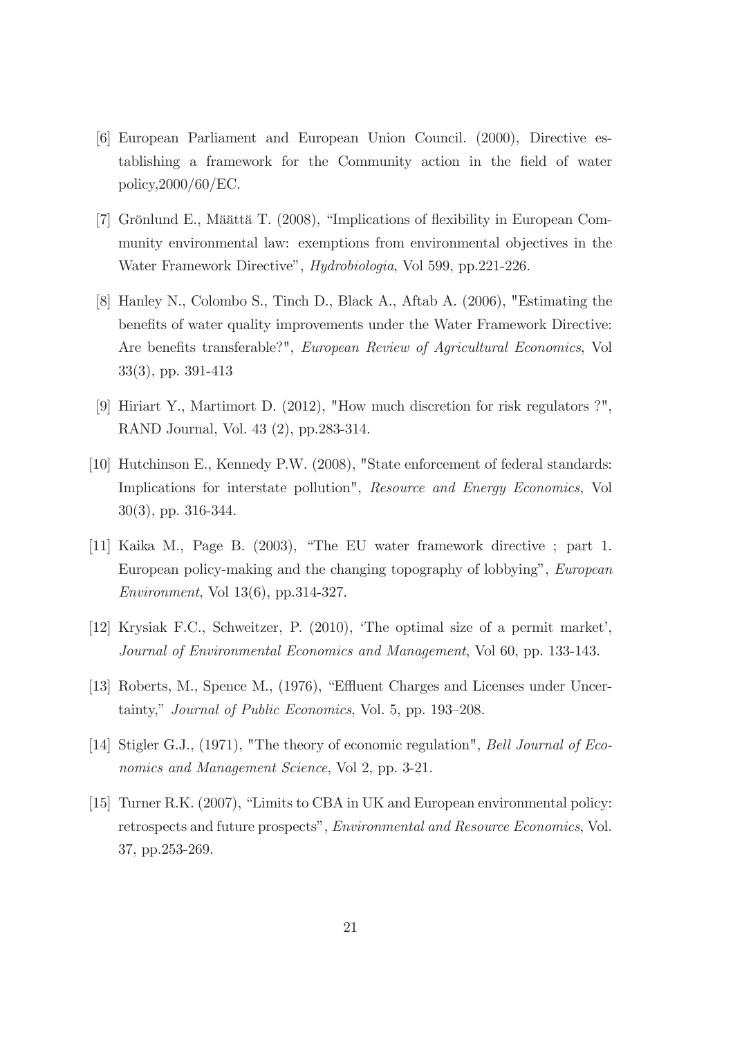[6] European Parliament and European Union Council. (2000), Directive establishing a framework for the Community action in the field of water policy,2000/60/EC.

[7] Grönlund E., Määttä T. (2008), "Implications of flexibility in European Community environmental law: exemptions from environmental objectives in the Water Framework Directive", *Hydrobiologia*, Vol 599, pp.221-226.

[8] Hanley N., Colombo S., Tinch D., Black A., Aftab A. (2006), "Estimating the benefits of water quality improvements under the Water Framework Directive: Are benefits transferable?", *European Review of Agricultural Economics*, Vol 33(3), pp. 391-413

[9] Hiriart Y., Martimort D. (2012), "How much discretion for risk regulators ?", RAND Journal, Vol. 43 (2), pp.283-314.

[10] Hutchinson E., Kennedy P.W. (2008), "State enforcement of federal standards: Implications for interstate pollution", *Resource and Energy Economics*, Vol 30(3), pp. 316-344.

[11] Kaika M., Page B. (2003), "The EU water framework directive ; part 1. European policy-making and the changing topography of lobbying", *European Environment*, Vol 13(6), pp.314-327.

[12] Krysiak F.C., Schweitzer, P. (2010), 'The optimal size of a permit market', *Journal of Environmental Economics and Management*, Vol 60, pp. 133-143.

[13] Roberts, M., Spence M., (1976), "Effluent Charges and Licenses under Uncertainty," *Journal of Public Economics*, Vol. 5, pp. 193–208.

[14] Stigler G.J., (1971), "The theory of economic regulation", *Bell Journal of Economics and Management Science*, Vol 2, pp. 3-21.

[15] Turner R.K. (2007), "Limits to CBA in UK and European environmental policy: retrospects and future prospects", *Environmental and Resource Economics*, Vol. 37, pp.253-269.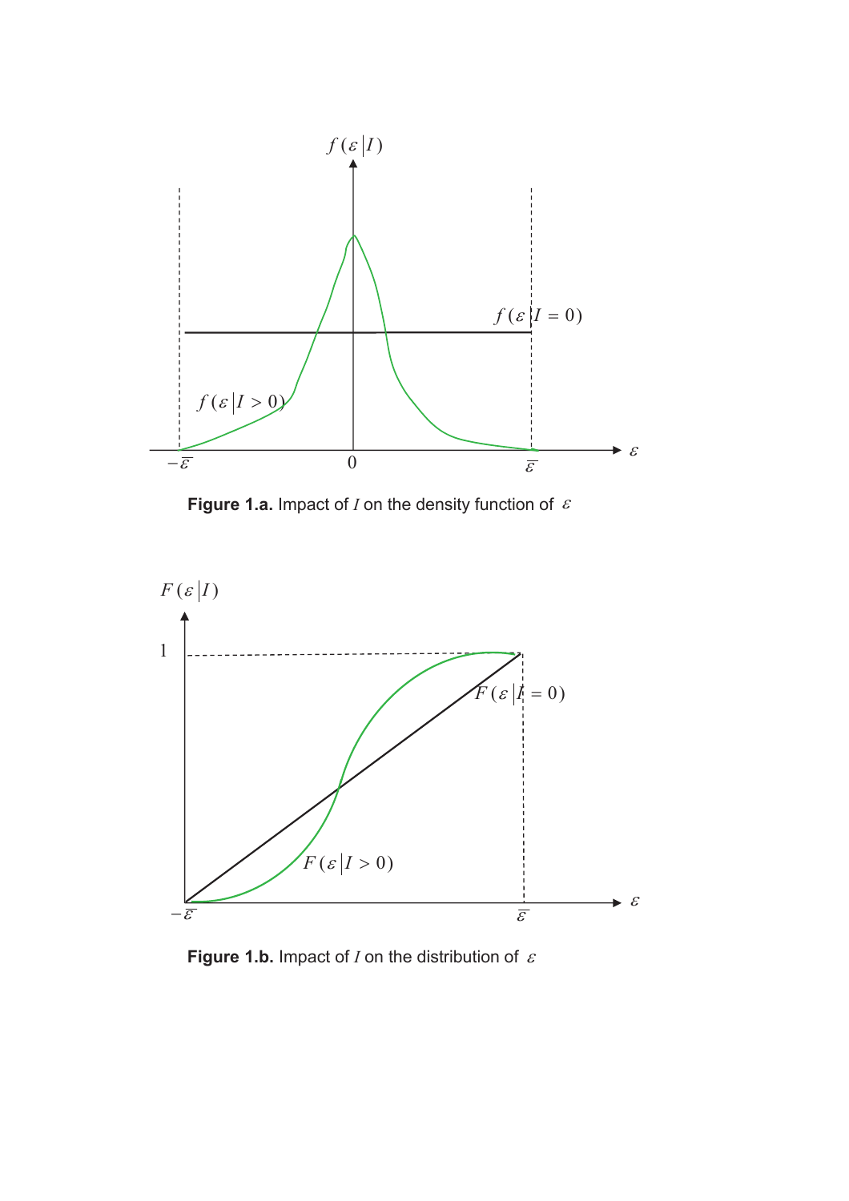**Figure 1.a.** Impact of $I$ on the density function of $\varepsilon$

**Figure 1.b.** Impact of $I$ on the distribution of $\varepsilon$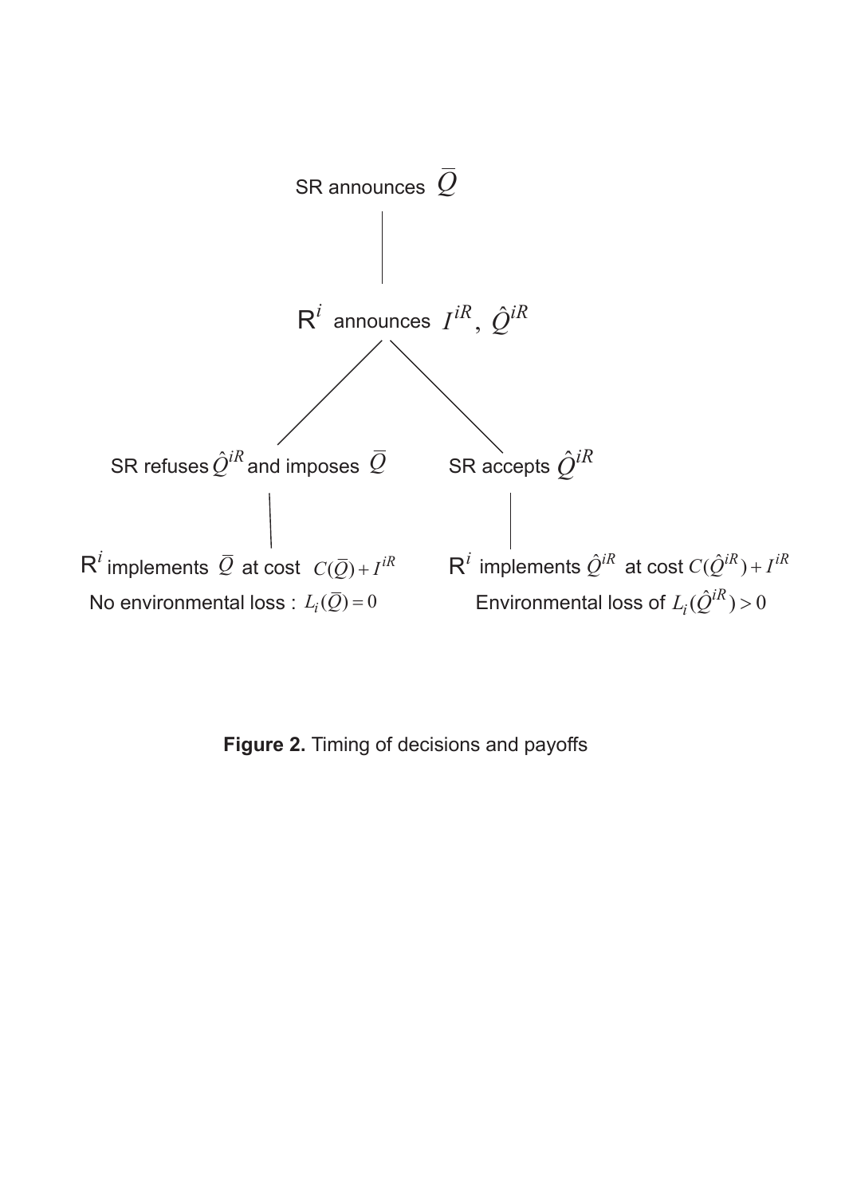SR announces $\bar{Q}$

$R^i$ announces $I^{iR}$, $\hat{Q}^{iR}$

SR refuses $\hat{Q}^{iR}$ and imposes $\bar{Q}$

SR accepts $\hat{Q}^{iR}$

$R^i$ implements $\bar{Q}$ at cost $C(\bar{Q}) + I^{iR}$

No environmental loss : $L_i(\bar{Q}) = 0$

$R^i$ implements $\hat{Q}^{iR}$ at cost $C(\hat{Q}^{iR}) + I^{iR}$

Environmental loss of $L_i(\hat{Q}^{iR}) > 0$

**Figure 2.** Timing of decisions and payoffs